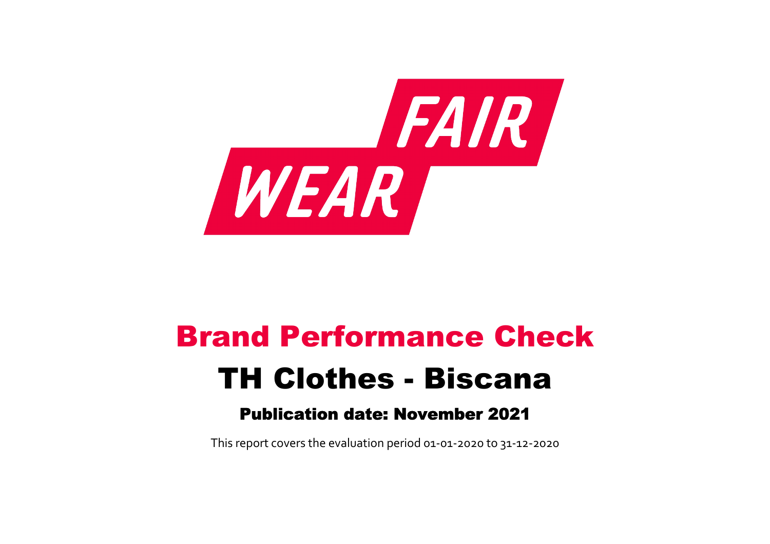FAIR WEAR

# Brand Performance Check

## TH Clothes - Biscana

### Publication date: November 2021

This report covers the evaluation period 01-01-2020 to 31-12-2020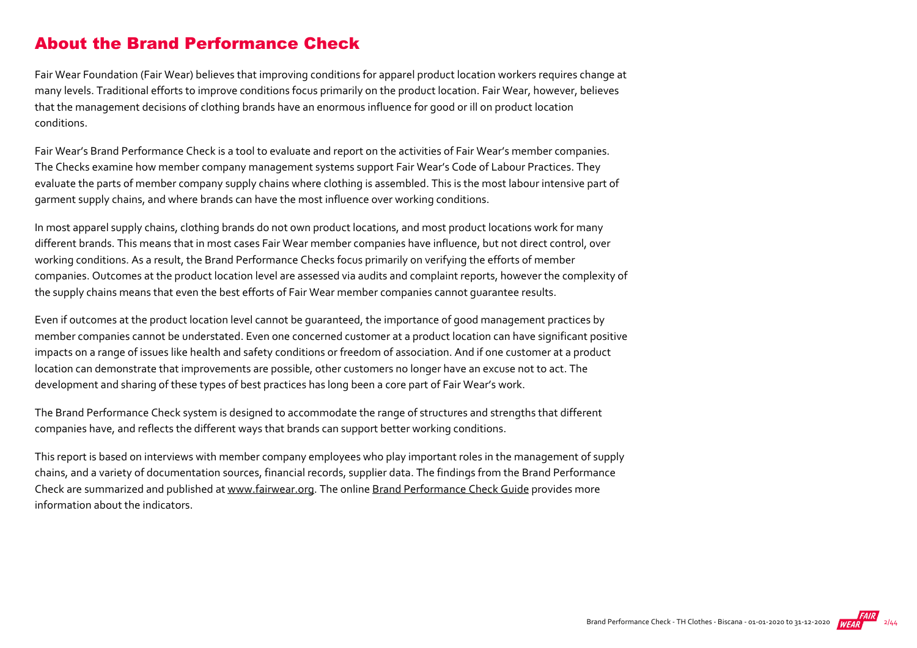## About the Brand Performance Check

Fair Wear Foundation (Fair Wear) believes that improving conditions for apparel product location workers requires change at many levels. Traditional efforts to improve conditions focus primarily on the product location. Fair Wear, however, believes that the management decisions of clothing brands have an enormous influence for good or ill on product location conditions.

Fair Wear's Brand Performance Check is a tool to evaluate and report on the activities of Fair Wear's member companies. The Checks examine how member company management systems support Fair Wear's Code of Labour Practices. They evaluate the parts of member company supply chains where clothing is assembled. This is the most labour intensive part of garment supply chains, and where brands can have the most influence over working conditions.

In most apparel supply chains, clothing brands do not own product locations, and most product locations work for many different brands. This means that in most cases Fair Wear member companies have influence, but not direct control, over working conditions. As a result, the Brand Performance Checks focus primarily on verifying the efforts of member companies. Outcomes at the product location level are assessed via audits and complaint reports, however the complexity of the supply chains means that even the best efforts of Fair Wear member companies cannot guarantee results.

Even if outcomes at the product location level cannot be guaranteed, the importance of good management practices by member companies cannot be understated. Even one concerned customer at a product location can have significant positive impacts on a range of issues like health and safety conditions or freedom of association. And if one customer at a product location can demonstrate that improvements are possible, other customers no longer have an excuse not to act. The development and sharing of these types of best practices has long been a core part of Fair Wear's work.

The Brand Performance Check system is designed to accommodate the range of structures and strengths that different companies have, and reflects the different ways that brands can support better working conditions.

This report is based on interviews with member company employees who play important roles in the management of supply chains, and a variety of documentation sources, financial records, supplier data. The findings from the Brand Performance Check are summarized and published at www.fairwear.org. The online Brand Performance Check Guide provides more information about the indicators.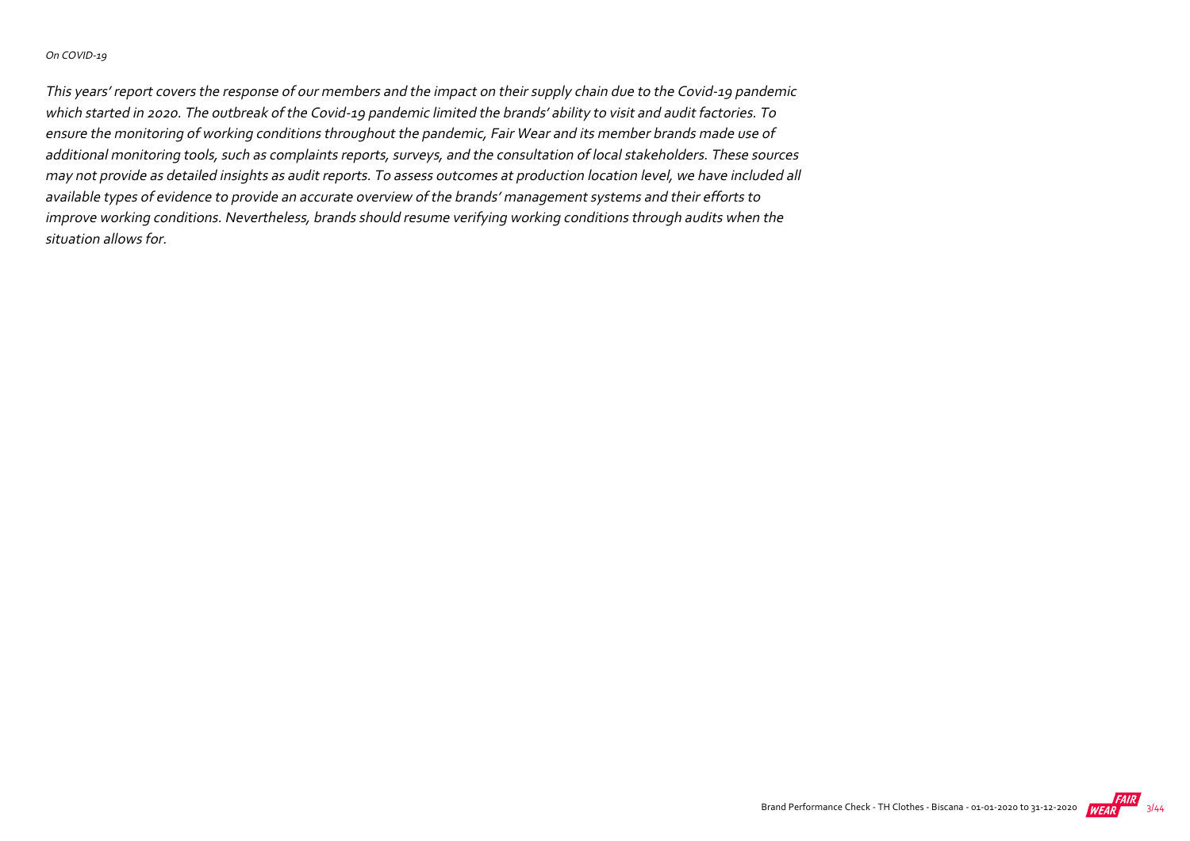*On COVID-19*

*This years' report covers the response of our members and the impact on their supply chain due to the Covid-19 pandemic which started in 2020. The outbreak of the Covid-19 pandemic limited the brands' ability to visit and audit factories. To ensure the monitoring of working conditions throughout the pandemic, Fair Wear and its member brands made use of additional monitoring tools, such as complaints reports, surveys, and the consultation of local stakeholders. These sources may not provide as detailed insights as audit reports. To assess outcomes at production location level, we have included all available types of evidence to provide an accurate overview of the brands' management systems and their efforts to improve working conditions. Nevertheless, brands should resume verifying working conditions through audits when the situation allows for.*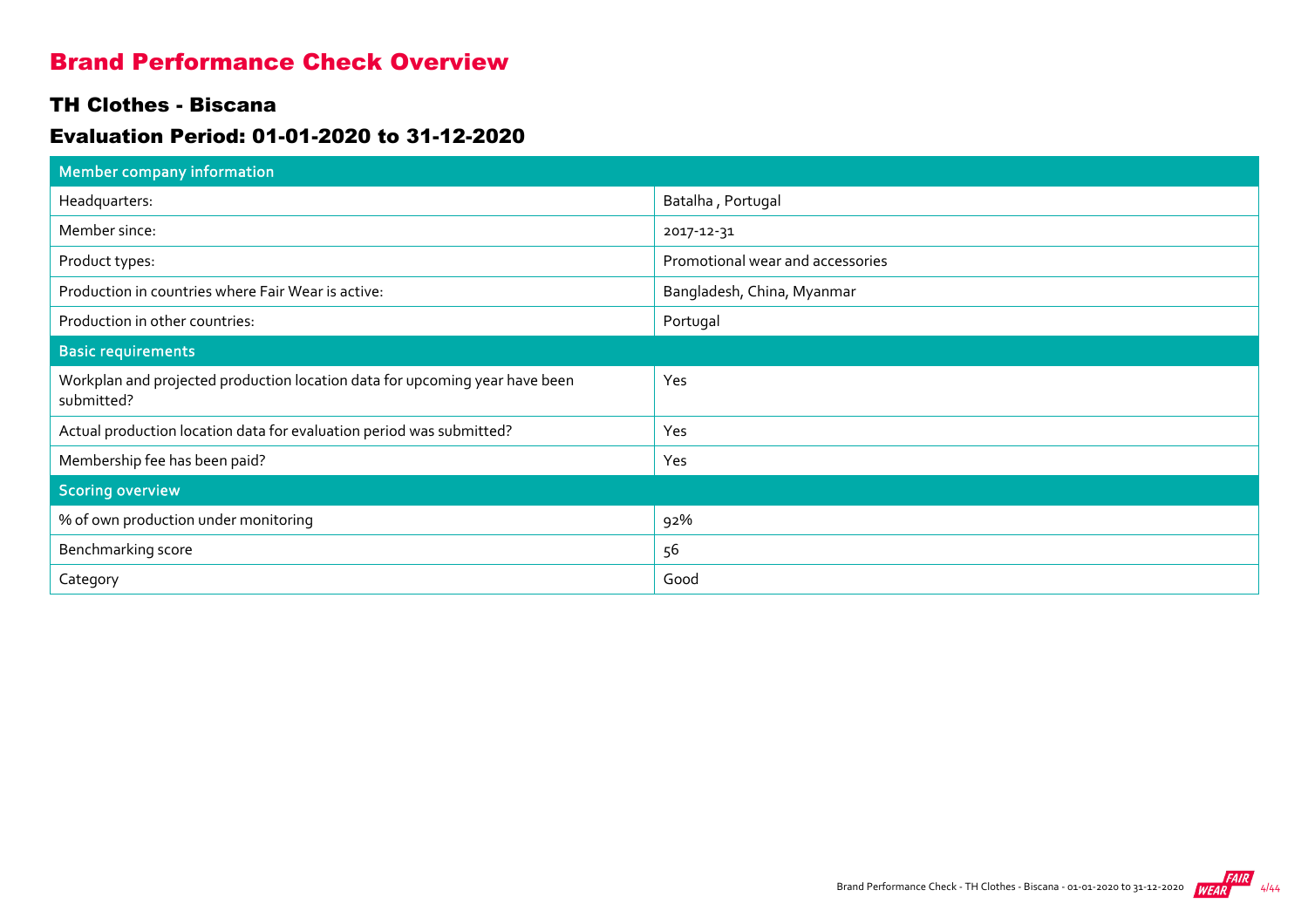# Brand Performance Check Overview

## TH Clothes - Biscana

## Evaluation Period: 01-01-2020 to 31-12-2020

| Member company information | |
|---|---|
| Headquarters: | Batalha , Portugal |
| Member since: | 2017-12-31 |
| Product types: | Promotional wear and accessories |
| Production in countries where Fair Wear is active: | Bangladesh, China, Myanmar |
| Production in other countries: | Portugal |
| **Basic requirements** | |
| Workplan and projected production location data for upcoming year have been submitted? | Yes |
| Actual production location data for evaluation period was submitted? | Yes |
| Membership fee has been paid? | Yes |
| **Scoring overview** | |
| % of own production under monitoring | 92% |
| Benchmarking score | 56 |
| Category | Good |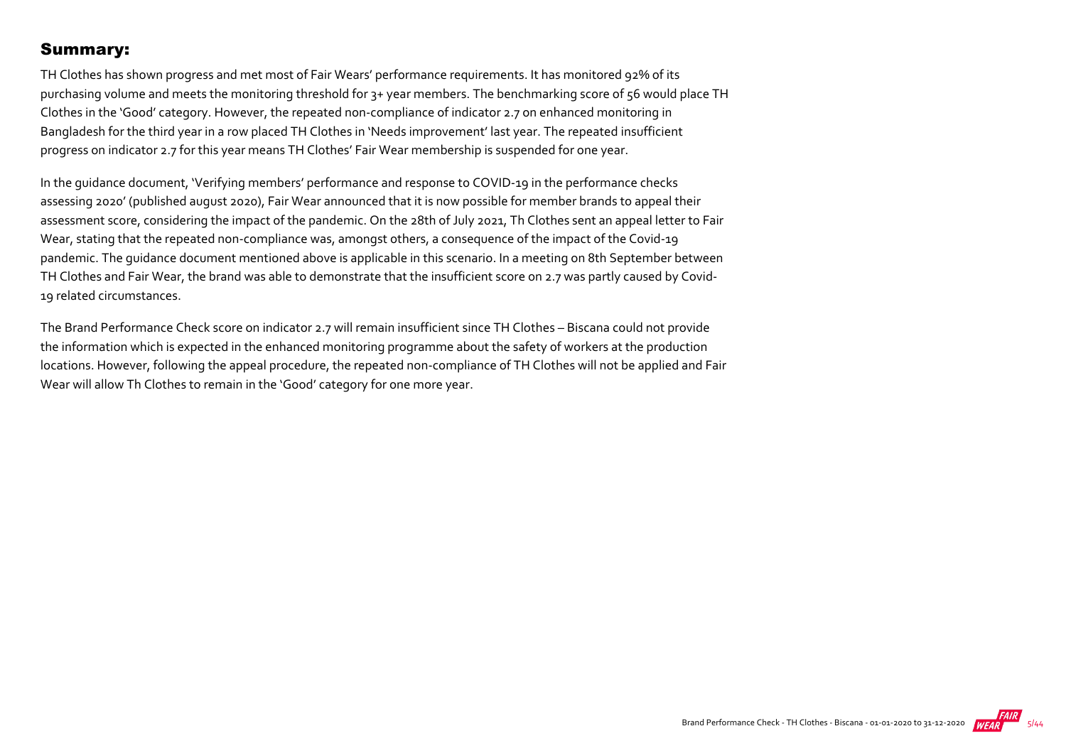## Summary:

TH Clothes has shown progress and met most of Fair Wears' performance requirements. It has monitored 92% of its purchasing volume and meets the monitoring threshold for 3+ year members. The benchmarking score of 56 would place TH Clothes in the 'Good' category. However, the repeated non-compliance of indicator 2.7 on enhanced monitoring in Bangladesh for the third year in a row placed TH Clothes in 'Needs improvement' last year. The repeated insufficient progress on indicator 2.7 for this year means TH Clothes' Fair Wear membership is suspended for one year.

In the guidance document, 'Verifying members' performance and response to COVID-19 in the performance checks assessing 2020' (published august 2020), Fair Wear announced that it is now possible for member brands to appeal their assessment score, considering the impact of the pandemic. On the 28th of July 2021, Th Clothes sent an appeal letter to Fair Wear, stating that the repeated non-compliance was, amongst others, a consequence of the impact of the Covid-19 pandemic. The guidance document mentioned above is applicable in this scenario. In a meeting on 8th September between TH Clothes and Fair Wear, the brand was able to demonstrate that the insufficient score on 2.7 was partly caused by Covid-19 related circumstances.

The Brand Performance Check score on indicator 2.7 will remain insufficient since TH Clothes – Biscana could not provide the information which is expected in the enhanced monitoring programme about the safety of workers at the production locations. However, following the appeal procedure, the repeated non-compliance of TH Clothes will not be applied and Fair Wear will allow Th Clothes to remain in the 'Good' category for one more year.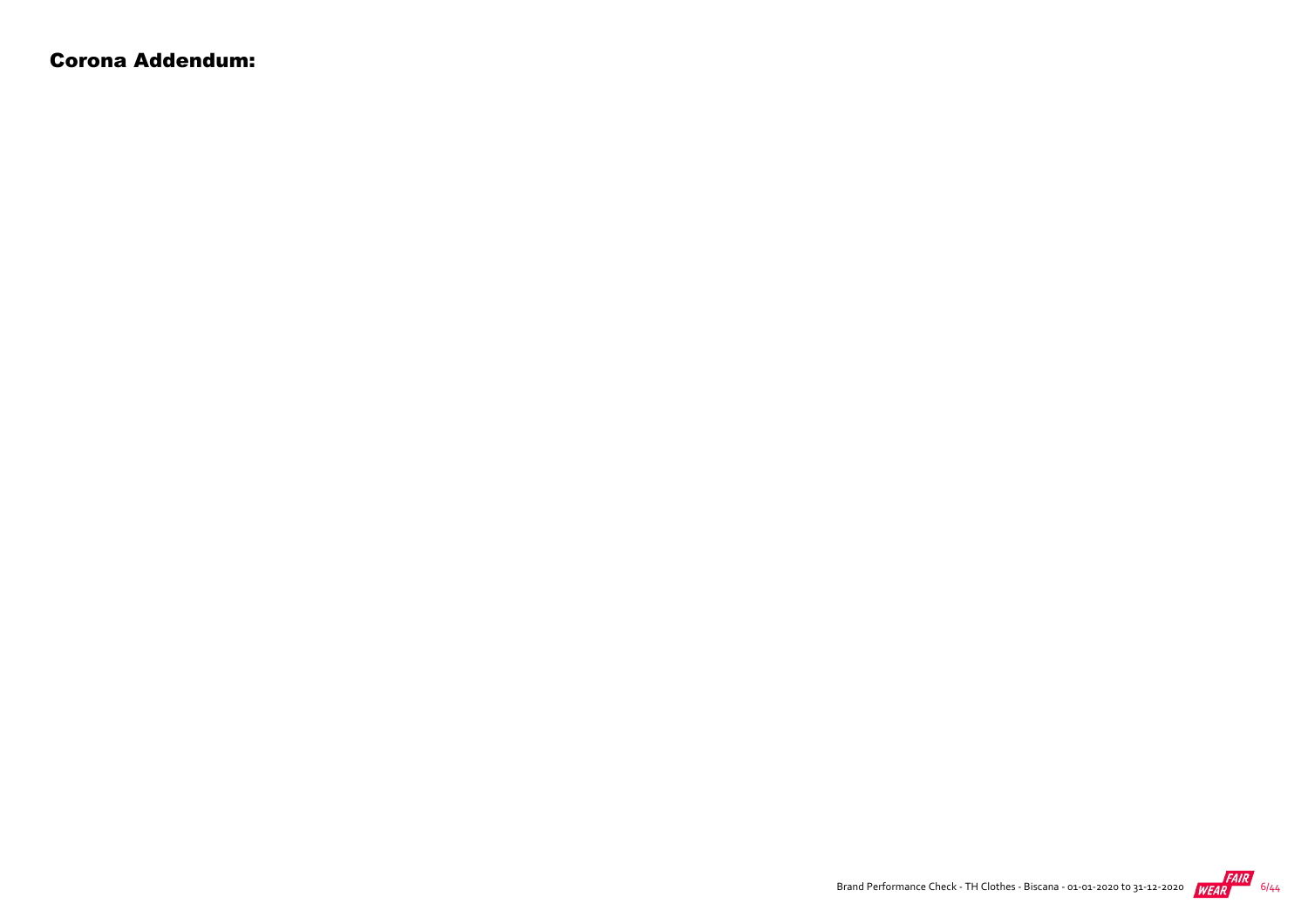## Corona Addendum: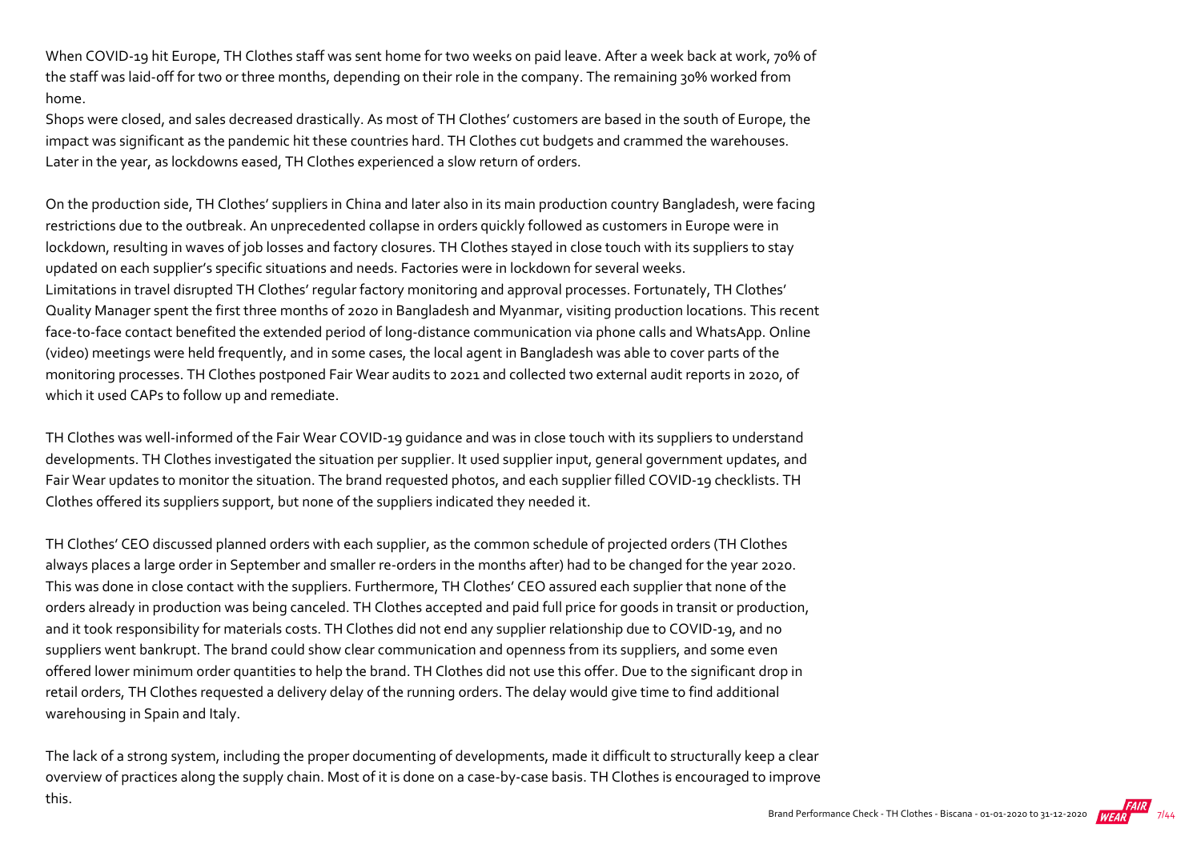When COVID-19 hit Europe, TH Clothes staff was sent home for two weeks on paid leave. After a week back at work, 70% of the staff was laid-off for two or three months, depending on their role in the company. The remaining 30% worked from home.

Shops were closed, and sales decreased drastically. As most of TH Clothes' customers are based in the south of Europe, the impact was significant as the pandemic hit these countries hard. TH Clothes cut budgets and crammed the warehouses. Later in the year, as lockdowns eased, TH Clothes experienced a slow return of orders.

On the production side, TH Clothes' suppliers in China and later also in its main production country Bangladesh, were facing restrictions due to the outbreak. An unprecedented collapse in orders quickly followed as customers in Europe were in lockdown, resulting in waves of job losses and factory closures. TH Clothes stayed in close touch with its suppliers to stay updated on each supplier's specific situations and needs. Factories were in lockdown for several weeks.

Limitations in travel disrupted TH Clothes' regular factory monitoring and approval processes. Fortunately, TH Clothes' Quality Manager spent the first three months of 2020 in Bangladesh and Myanmar, visiting production locations. This recent face-to-face contact benefited the extended period of long-distance communication via phone calls and WhatsApp. Online (video) meetings were held frequently, and in some cases, the local agent in Bangladesh was able to cover parts of the monitoring processes. TH Clothes postponed Fair Wear audits to 2021 and collected two external audit reports in 2020, of which it used CAPs to follow up and remediate.

TH Clothes was well-informed of the Fair Wear COVID-19 guidance and was in close touch with its suppliers to understand developments. TH Clothes investigated the situation per supplier. It used supplier input, general government updates, and Fair Wear updates to monitor the situation. The brand requested photos, and each supplier filled COVID-19 checklists. TH Clothes offered its suppliers support, but none of the suppliers indicated they needed it.

TH Clothes' CEO discussed planned orders with each supplier, as the common schedule of projected orders (TH Clothes always places a large order in September and smaller re-orders in the months after) had to be changed for the year 2020. This was done in close contact with the suppliers. Furthermore, TH Clothes' CEO assured each supplier that none of the orders already in production was being canceled. TH Clothes accepted and paid full price for goods in transit or production, and it took responsibility for materials costs. TH Clothes did not end any supplier relationship due to COVID-19, and no suppliers went bankrupt. The brand could show clear communication and openness from its suppliers, and some even offered lower minimum order quantities to help the brand. TH Clothes did not use this offer. Due to the significant drop in retail orders, TH Clothes requested a delivery delay of the running orders. The delay would give time to find additional warehousing in Spain and Italy.

The lack of a strong system, including the proper documenting of developments, made it difficult to structurally keep a clear overview of practices along the supply chain. Most of it is done on a case-by-case basis. TH Clothes is encouraged to improve this.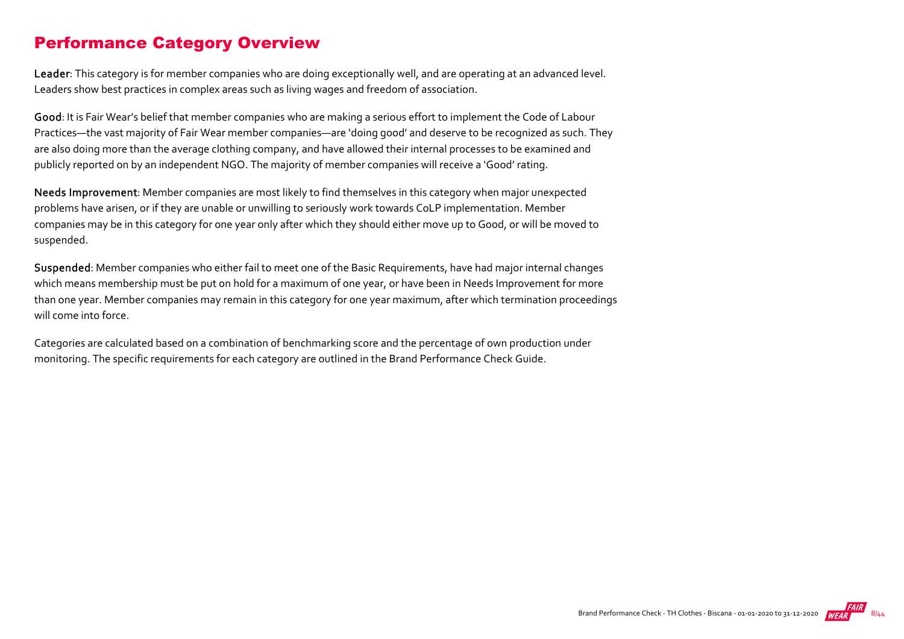## Performance Category Overview

**Leader**: This category is for member companies who are doing exceptionally well, and are operating at an advanced level. Leaders show best practices in complex areas such as living wages and freedom of association.

**Good**: It is Fair Wear's belief that member companies who are making a serious effort to implement the Code of Labour Practices—the vast majority of Fair Wear member companies—are 'doing good' and deserve to be recognized as such. They are also doing more than the average clothing company, and have allowed their internal processes to be examined and publicly reported on by an independent NGO. The majority of member companies will receive a 'Good' rating.

**Needs Improvement**: Member companies are most likely to find themselves in this category when major unexpected problems have arisen, or if they are unable or unwilling to seriously work towards CoLP implementation. Member companies may be in this category for one year only after which they should either move up to Good, or will be moved to suspended.

**Suspended**: Member companies who either fail to meet one of the Basic Requirements, have had major internal changes which means membership must be put on hold for a maximum of one year, or have been in Needs Improvement for more than one year. Member companies may remain in this category for one year maximum, after which termination proceedings will come into force.

Categories are calculated based on a combination of benchmarking score and the percentage of own production under monitoring. The specific requirements for each category are outlined in the Brand Performance Check Guide.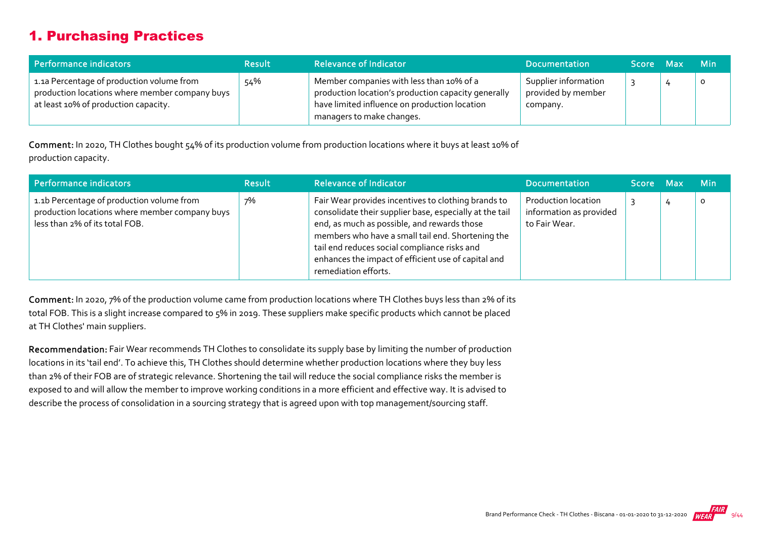# 1. Purchasing Practices

| Performance indicators | Result | Relevance of Indicator | Documentation | Score | Max | Min |
|---|---|---|---|---|---|---|
| 1.1a Percentage of production volume from production locations where member company buys at least 10% of production capacity. | 54% | Member companies with less than 10% of a production location's production capacity generally have limited influence on production location managers to make changes. | Supplier information provided by member company. | 3 | 4 | 0 |

**Comment:** In 2020, TH Clothes bought 54% of its production volume from production locations where it buys at least 10% of production capacity.

| Performance indicators | Result | Relevance of Indicator | Documentation | Score | Max | Min |
|---|---|---|---|---|---|---|
| 1.1b Percentage of production volume from production locations where member company buys less than 2% of its total FOB. | 7% | Fair Wear provides incentives to clothing brands to consolidate their supplier base, especially at the tail end, as much as possible, and rewards those members who have a small tail end. Shortening the tail end reduces social compliance risks and enhances the impact of efficient use of capital and remediation efforts. | Production location information as provided to Fair Wear. | 3 | 4 | 0 |

**Comment:** In 2020, 7% of the production volume came from production locations where TH Clothes buys less than 2% of its total FOB. This is a slight increase compared to 5% in 2019. These suppliers make specific products which cannot be placed at TH Clothes' main suppliers.

**Recommendation:** Fair Wear recommends TH Clothes to consolidate its supply base by limiting the number of production locations in its 'tail end'. To achieve this, TH Clothes should determine whether production locations where they buy less than 2% of their FOB are of strategic relevance. Shortening the tail will reduce the social compliance risks the member is exposed to and will allow the member to improve working conditions in a more efficient and effective way. It is advised to describe the process of consolidation in a sourcing strategy that is agreed upon with top management/sourcing staff.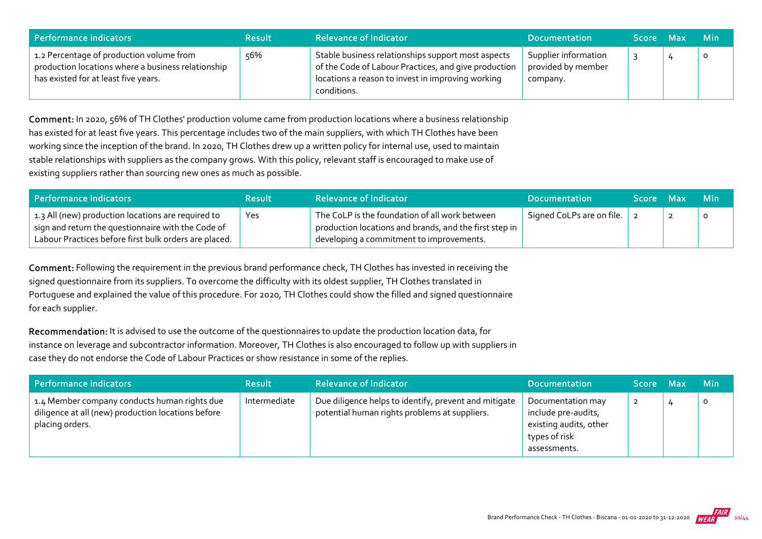| Performance indicators | Result | Relevance of Indicator | Documentation | Score | Max | Min |
| --- | --- | --- | --- | --- | --- | --- |
| 1.2 Percentage of production volume from production locations where a business relationship has existed for at least five years. | 56% | Stable business relationships support most aspects of the Code of Labour Practices, and give production locations a reason to invest in improving working conditions. | Supplier information provided by member company. | 3 | 4 | 0 |

**Comment:** In 2020, 56% of TH Clothes' production volume came from production locations where a business relationship has existed for at least five years. This percentage includes two of the main suppliers, with which TH Clothes have been working since the inception of the brand. In 2020, TH Clothes drew up a written policy for internal use, used to maintain stable relationships with suppliers as the company grows. With this policy, relevant staff is encouraged to make use of existing suppliers rather than sourcing new ones as much as possible.

| Performance indicators | Result | Relevance of Indicator | Documentation | Score | Max | Min |
| --- | --- | --- | --- | --- | --- | --- |
| 1.3 All (new) production locations are required to sign and return the questionnaire with the Code of Labour Practices before first bulk orders are placed. | Yes | The CoLP is the foundation of all work between production locations and brands, and the first step in developing a commitment to improvements. | Signed CoLPs are on file. | 2 | 2 | 0 |

**Comment:** Following the requirement in the previous brand performance check, TH Clothes has invested in receiving the signed questionnaire from its suppliers. To overcome the difficulty with its oldest supplier, TH Clothes translated in Portuguese and explained the value of this procedure. For 2020, TH Clothes could show the filled and signed questionnaire for each supplier.

**Recommendation:** It is advised to use the outcome of the questionnaires to update the production location data, for instance on leverage and subcontractor information. Moreover, TH Clothes is also encouraged to follow up with suppliers in case they do not endorse the Code of Labour Practices or show resistance in some of the replies.

| Performance indicators | Result | Relevance of Indicator | Documentation | Score | Max | Min |
| --- | --- | --- | --- | --- | --- | --- |
| 1.4 Member company conducts human rights due diligence at all (new) production locations before placing orders. | Intermediate | Due diligence helps to identify, prevent and mitigate potential human rights problems at suppliers. | Documentation may include pre-audits, existing audits, other types of risk assessments. | 2 | 4 | 0 |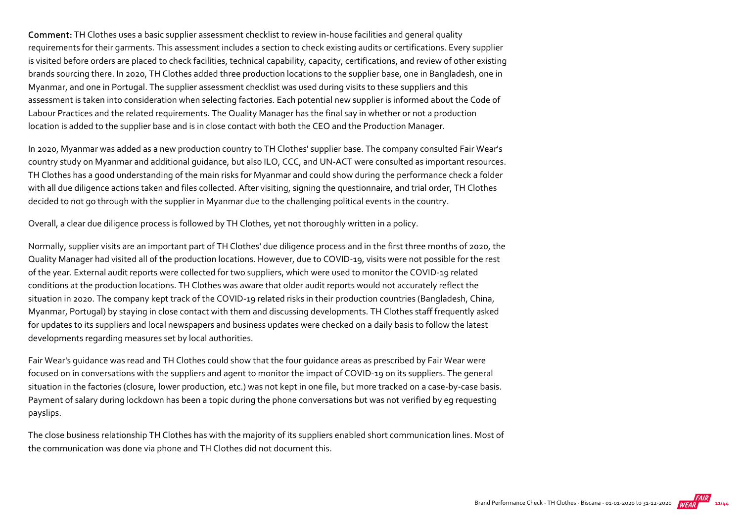**Comment:** TH Clothes uses a basic supplier assessment checklist to review in-house facilities and general quality requirements for their garments. This assessment includes a section to check existing audits or certifications. Every supplier is visited before orders are placed to check facilities, technical capability, capacity, certifications, and review of other existing brands sourcing there. In 2020, TH Clothes added three production locations to the supplier base, one in Bangladesh, one in Myanmar, and one in Portugal. The supplier assessment checklist was used during visits to these suppliers and this assessment is taken into consideration when selecting factories. Each potential new supplier is informed about the Code of Labour Practices and the related requirements. The Quality Manager has the final say in whether or not a production location is added to the supplier base and is in close contact with both the CEO and the Production Manager.

In 2020, Myanmar was added as a new production country to TH Clothes' supplier base. The company consulted Fair Wear's country study on Myanmar and additional guidance, but also ILO, CCC, and UN-ACT were consulted as important resources. TH Clothes has a good understanding of the main risks for Myanmar and could show during the performance check a folder with all due diligence actions taken and files collected. After visiting, signing the questionnaire, and trial order, TH Clothes decided to not go through with the supplier in Myanmar due to the challenging political events in the country.

Overall, a clear due diligence process is followed by TH Clothes, yet not thoroughly written in a policy.

Normally, supplier visits are an important part of TH Clothes' due diligence process and in the first three months of 2020, the Quality Manager had visited all of the production locations. However, due to COVID-19, visits were not possible for the rest of the year. External audit reports were collected for two suppliers, which were used to monitor the COVID-19 related conditions at the production locations. TH Clothes was aware that older audit reports would not accurately reflect the situation in 2020. The company kept track of the COVID-19 related risks in their production countries (Bangladesh, China, Myanmar, Portugal) by staying in close contact with them and discussing developments. TH Clothes staff frequently asked for updates to its suppliers and local newspapers and business updates were checked on a daily basis to follow the latest developments regarding measures set by local authorities.

Fair Wear's guidance was read and TH Clothes could show that the four guidance areas as prescribed by Fair Wear were focused on in conversations with the suppliers and agent to monitor the impact of COVID-19 on its suppliers. The general situation in the factories (closure, lower production, etc.) was not kept in one file, but more tracked on a case-by-case basis. Payment of salary during lockdown has been a topic during the phone conversations but was not verified by eg requesting payslips.

The close business relationship TH Clothes has with the majority of its suppliers enabled short communication lines. Most of the communication was done via phone and TH Clothes did not document this.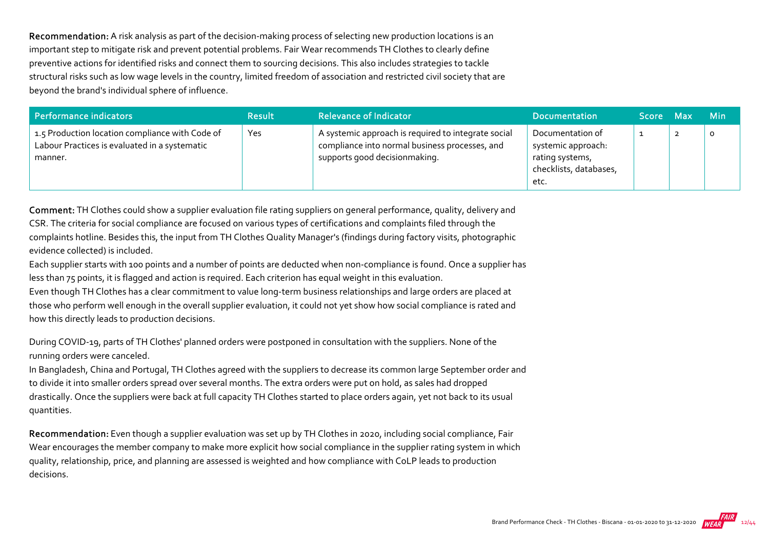**Recommendation:** A risk analysis as part of the decision-making process of selecting new production locations is an important step to mitigate risk and prevent potential problems. Fair Wear recommends TH Clothes to clearly define preventive actions for identified risks and connect them to sourcing decisions. This also includes strategies to tackle structural risks such as low wage levels in the country, limited freedom of association and restricted civil society that are beyond the brand's individual sphere of influence.

| Performance indicators | Result | Relevance of Indicator | Documentation | Score | Max | Min |
| --- | --- | --- | --- | --- | --- | --- |
| 1.5 Production location compliance with Code of Labour Practices is evaluated in a systematic manner. | Yes | A systemic approach is required to integrate social compliance into normal business processes, and supports good decisionmaking. | Documentation of systemic approach: rating systems, checklists, databases, etc. | 1 | 2 | 0 |

**Comment:** TH Clothes could show a supplier evaluation file rating suppliers on general performance, quality, delivery and CSR. The criteria for social compliance are focused on various types of certifications and complaints filed through the complaints hotline. Besides this, the input from TH Clothes Quality Manager's (findings during factory visits, photographic evidence collected) is included.

Each supplier starts with 100 points and a number of points are deducted when non-compliance is found. Once a supplier has less than 75 points, it is flagged and action is required. Each criterion has equal weight in this evaluation.

Even though TH Clothes has a clear commitment to value long-term business relationships and large orders are placed at those who perform well enough in the overall supplier evaluation, it could not yet show how social compliance is rated and how this directly leads to production decisions.

During COVID-19, parts of TH Clothes' planned orders were postponed in consultation with the suppliers. None of the running orders were canceled.

In Bangladesh, China and Portugal, TH Clothes agreed with the suppliers to decrease its common large September order and to divide it into smaller orders spread over several months. The extra orders were put on hold, as sales had dropped drastically. Once the suppliers were back at full capacity TH Clothes started to place orders again, yet not back to its usual quantities.

**Recommendation:** Even though a supplier evaluation was set up by TH Clothes in 2020, including social compliance, Fair Wear encourages the member company to make more explicit how social compliance in the supplier rating system in which quality, relationship, price, and planning are assessed is weighted and how compliance with CoLP leads to production decisions.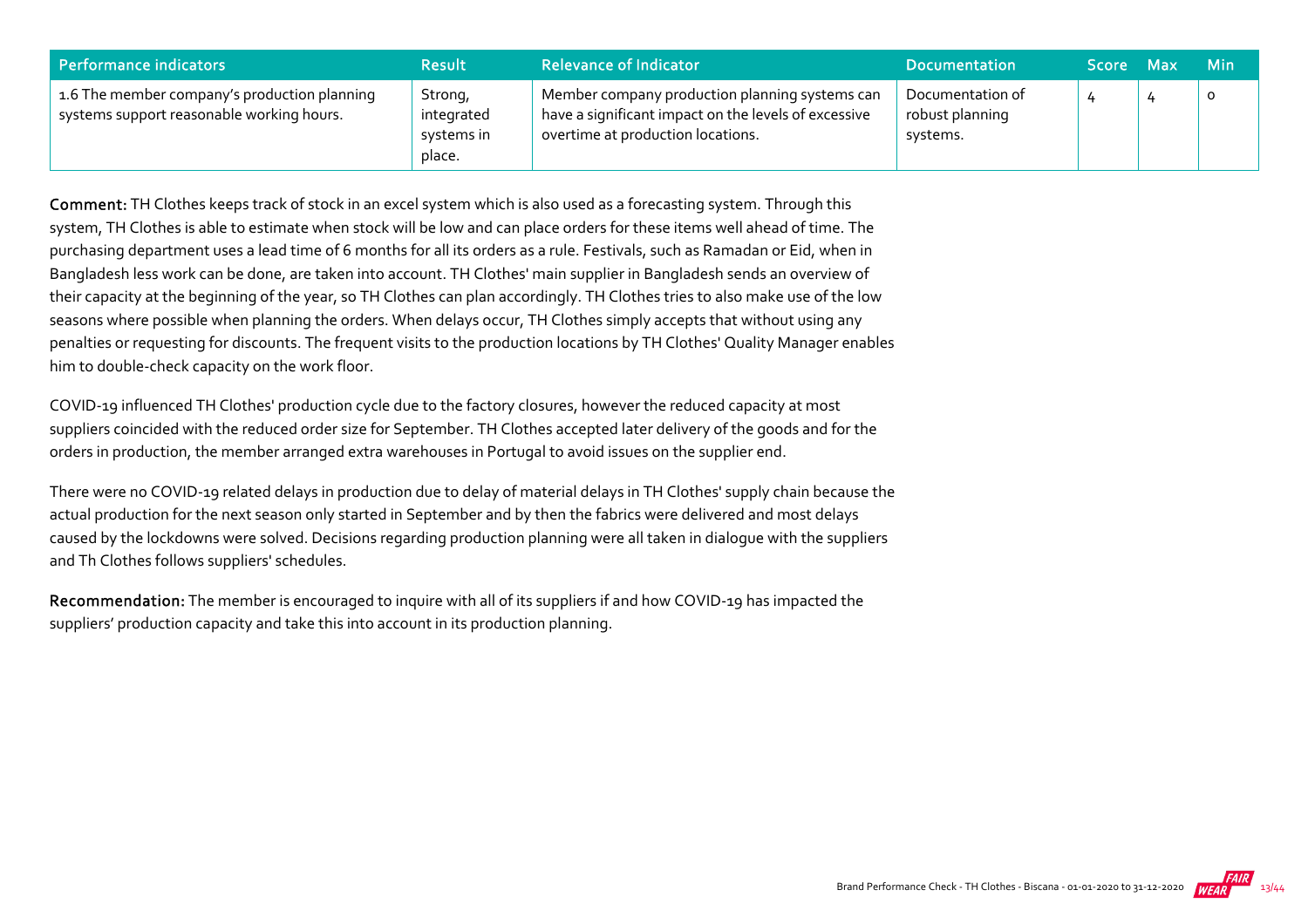| Performance indicators | Result | Relevance of Indicator | Documentation | Score | Max | Min |
|---|---|---|---|---|---|---|
| 1.6 The member company's production planning systems support reasonable working hours. | Strong, integrated systems in place. | Member company production planning systems can have a significant impact on the levels of excessive overtime at production locations. | Documentation of robust planning systems. | 4 | 4 | 0 |

**Comment:** TH Clothes keeps track of stock in an excel system which is also used as a forecasting system. Through this system, TH Clothes is able to estimate when stock will be low and can place orders for these items well ahead of time. The purchasing department uses a lead time of 6 months for all its orders as a rule. Festivals, such as Ramadan or Eid, when in Bangladesh less work can be done, are taken into account. TH Clothes' main supplier in Bangladesh sends an overview of their capacity at the beginning of the year, so TH Clothes can plan accordingly. TH Clothes tries to also make use of the low seasons where possible when planning the orders. When delays occur, TH Clothes simply accepts that without using any penalties or requesting for discounts. The frequent visits to the production locations by TH Clothes' Quality Manager enables him to double-check capacity on the work floor.

COVID-19 influenced TH Clothes' production cycle due to the factory closures, however the reduced capacity at most suppliers coincided with the reduced order size for September. TH Clothes accepted later delivery of the goods and for the orders in production, the member arranged extra warehouses in Portugal to avoid issues on the supplier end.

There were no COVID-19 related delays in production due to delay of material delays in TH Clothes' supply chain because the actual production for the next season only started in September and by then the fabrics were delivered and most delays caused by the lockdowns were solved. Decisions regarding production planning were all taken in dialogue with the suppliers and Th Clothes follows suppliers' schedules.

**Recommendation:** The member is encouraged to inquire with all of its suppliers if and how COVID-19 has impacted the suppliers' production capacity and take this into account in its production planning.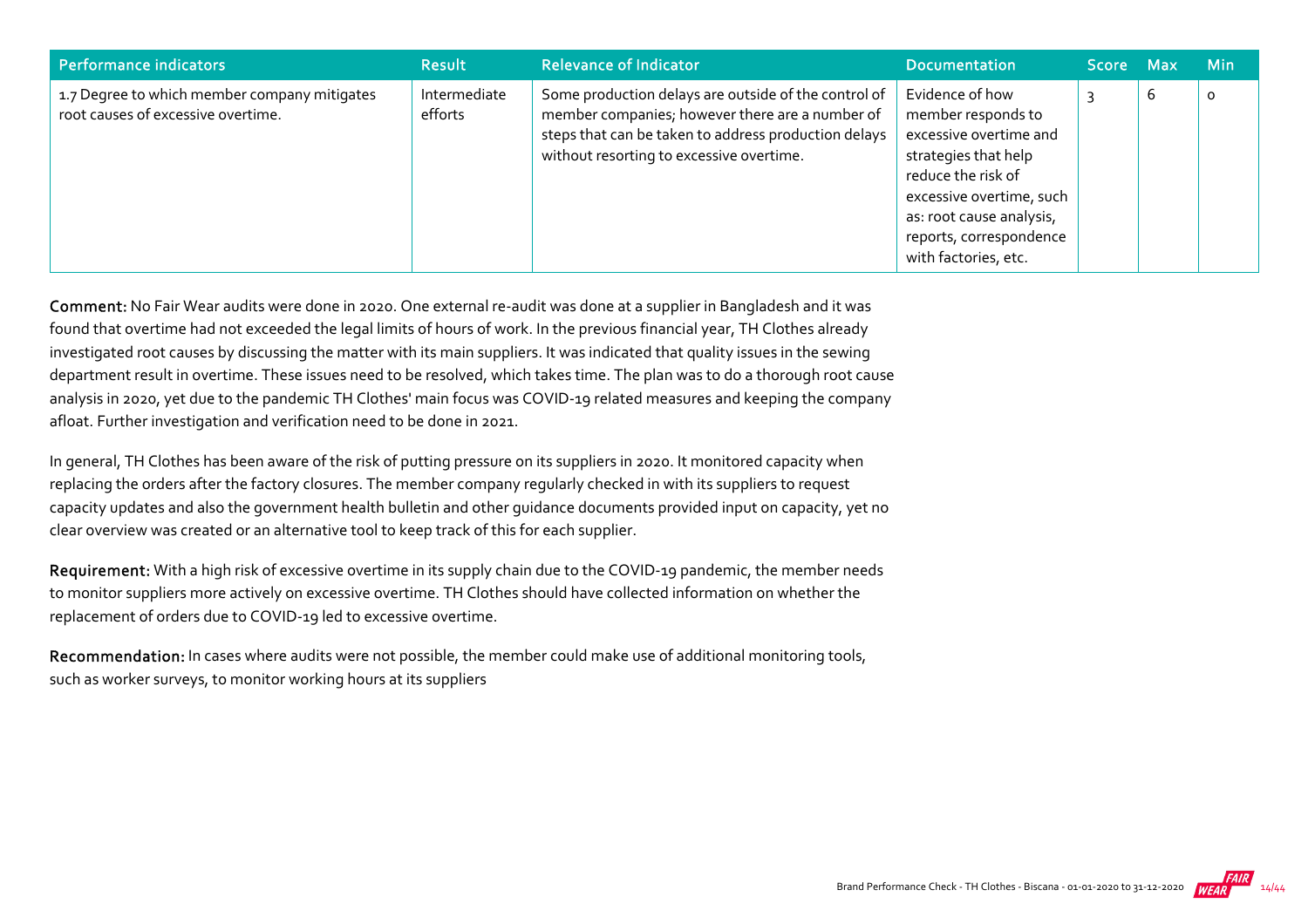| Performance indicators | Result | Relevance of Indicator | Documentation | Score | Max | Min |
|---|---|---|---|---|---|---|
| 1.7 Degree to which member company mitigates root causes of excessive overtime. | Intermediate efforts | Some production delays are outside of the control of member companies; however there are a number of steps that can be taken to address production delays without resorting to excessive overtime. | Evidence of how member responds to excessive overtime and strategies that help reduce the risk of excessive overtime, such as: root cause analysis, reports, correspondence with factories, etc. | 3 | 6 | 0 |

**Comment:** No Fair Wear audits were done in 2020. One external re-audit was done at a supplier in Bangladesh and it was found that overtime had not exceeded the legal limits of hours of work. In the previous financial year, TH Clothes already investigated root causes by discussing the matter with its main suppliers. It was indicated that quality issues in the sewing department result in overtime. These issues need to be resolved, which takes time. The plan was to do a thorough root cause analysis in 2020, yet due to the pandemic TH Clothes' main focus was COVID-19 related measures and keeping the company afloat. Further investigation and verification need to be done in 2021.

In general, TH Clothes has been aware of the risk of putting pressure on its suppliers in 2020. It monitored capacity when replacing the orders after the factory closures. The member company regularly checked in with its suppliers to request capacity updates and also the government health bulletin and other guidance documents provided input on capacity, yet no clear overview was created or an alternative tool to keep track of this for each supplier.

**Requirement:** With a high risk of excessive overtime in its supply chain due to the COVID-19 pandemic, the member needs to monitor suppliers more actively on excessive overtime. TH Clothes should have collected information on whether the replacement of orders due to COVID-19 led to excessive overtime.

**Recommendation:** In cases where audits were not possible, the member could make use of additional monitoring tools, such as worker surveys, to monitor working hours at its suppliers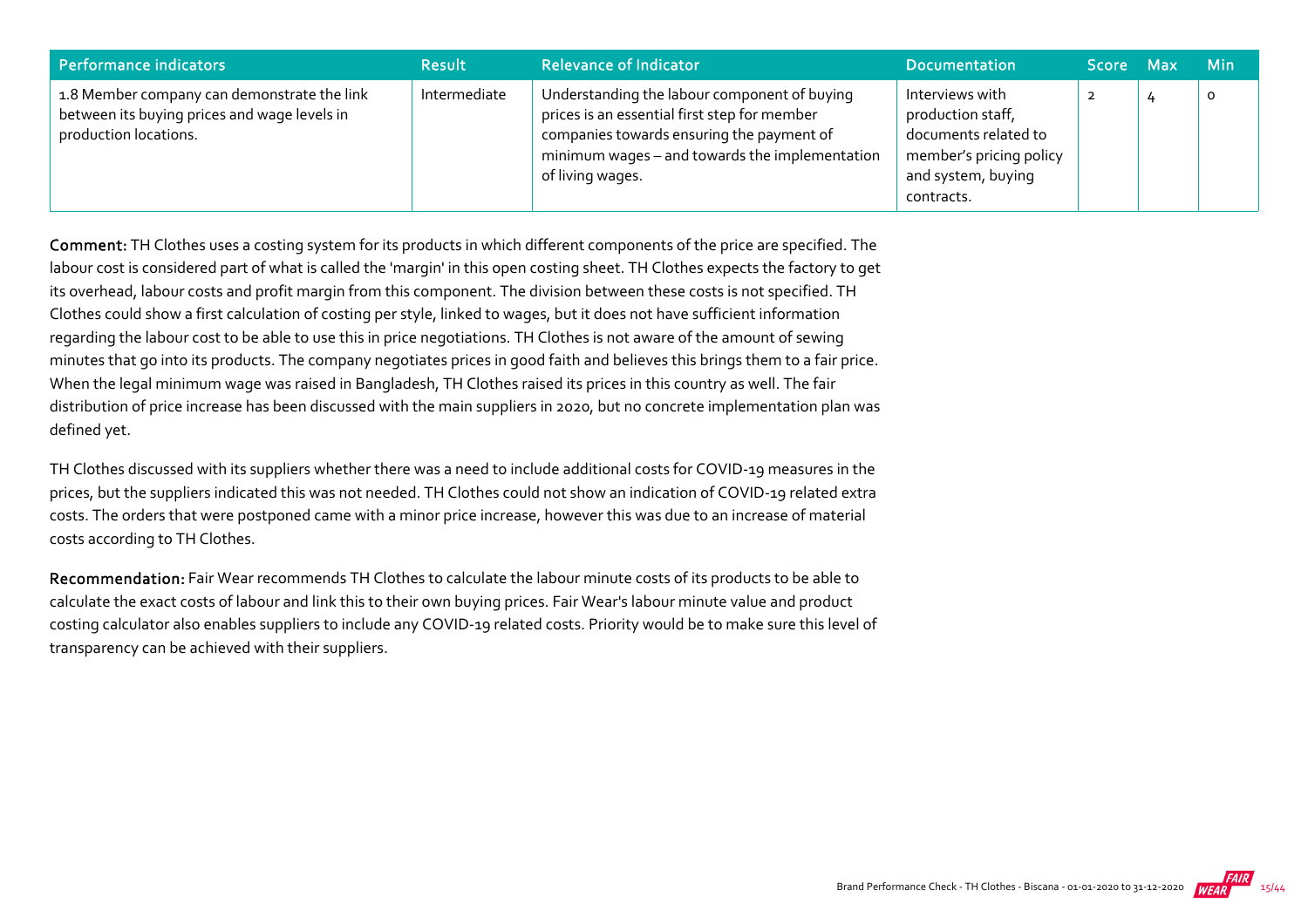| Performance indicators | Result | Relevance of Indicator | Documentation | Score | Max | Min |
|---|---|---|---|---|---|---|
| 1.8 Member company can demonstrate the link between its buying prices and wage levels in production locations. | Intermediate | Understanding the labour component of buying prices is an essential first step for member companies towards ensuring the payment of minimum wages – and towards the implementation of living wages. | Interviews with production staff, documents related to member's pricing policy and system, buying contracts. | 2 | 4 | 0 |

**Comment:** TH Clothes uses a costing system for its products in which different components of the price are specified. The labour cost is considered part of what is called the 'margin' in this open costing sheet. TH Clothes expects the factory to get its overhead, labour costs and profit margin from this component. The division between these costs is not specified. TH Clothes could show a first calculation of costing per style, linked to wages, but it does not have sufficient information regarding the labour cost to be able to use this in price negotiations. TH Clothes is not aware of the amount of sewing minutes that go into its products. The company negotiates prices in good faith and believes this brings them to a fair price. When the legal minimum wage was raised in Bangladesh, TH Clothes raised its prices in this country as well. The fair distribution of price increase has been discussed with the main suppliers in 2020, but no concrete implementation plan was defined yet.

TH Clothes discussed with its suppliers whether there was a need to include additional costs for COVID-19 measures in the prices, but the suppliers indicated this was not needed. TH Clothes could not show an indication of COVID-19 related extra costs. The orders that were postponed came with a minor price increase, however this was due to an increase of material costs according to TH Clothes.

**Recommendation:** Fair Wear recommends TH Clothes to calculate the labour minute costs of its products to be able to calculate the exact costs of labour and link this to their own buying prices. Fair Wear's labour minute value and product costing calculator also enables suppliers to include any COVID-19 related costs. Priority would be to make sure this level of transparency can be achieved with their suppliers.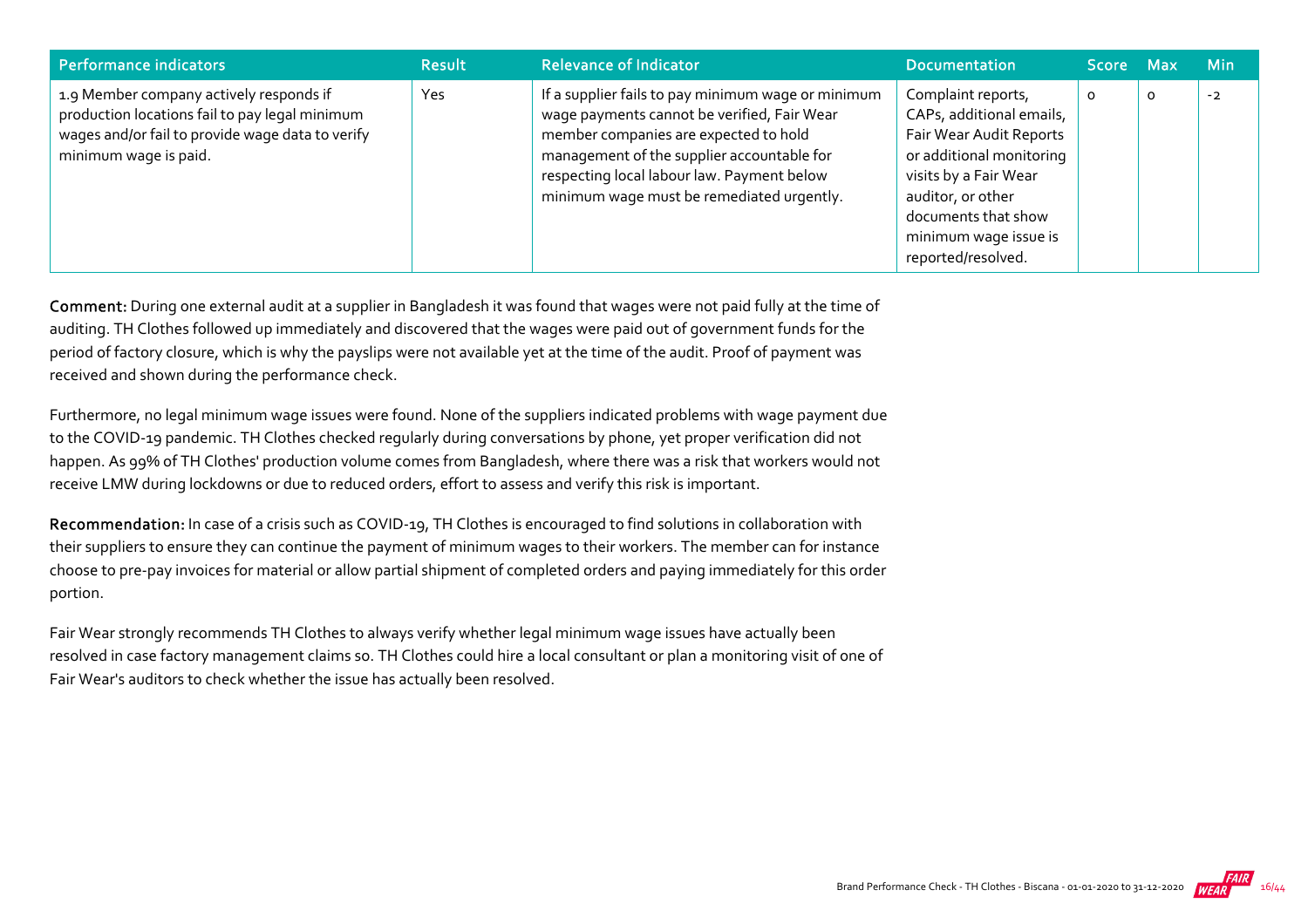| Performance indicators | Result | Relevance of Indicator | Documentation | Score | Max | Min |
| --- | --- | --- | --- | --- | --- | --- |
| 1.9 Member company actively responds if production locations fail to pay legal minimum wages and/or fail to provide wage data to verify minimum wage is paid. | Yes | If a supplier fails to pay minimum wage or minimum wage payments cannot be verified, Fair Wear member companies are expected to hold management of the supplier accountable for respecting local labour law. Payment below minimum wage must be remediated urgently. | Complaint reports, CAPs, additional emails, Fair Wear Audit Reports or additional monitoring visits by a Fair Wear auditor, or other documents that show minimum wage issue is reported/resolved. | 0 | 0 | -2 |

**Comment:** During one external audit at a supplier in Bangladesh it was found that wages were not paid fully at the time of auditing. TH Clothes followed up immediately and discovered that the wages were paid out of government funds for the period of factory closure, which is why the payslips were not available yet at the time of the audit. Proof of payment was received and shown during the performance check.

Furthermore, no legal minimum wage issues were found. None of the suppliers indicated problems with wage payment due to the COVID-19 pandemic. TH Clothes checked regularly during conversations by phone, yet proper verification did not happen. As 99% of TH Clothes' production volume comes from Bangladesh, where there was a risk that workers would not receive LMW during lockdowns or due to reduced orders, effort to assess and verify this risk is important.

**Recommendation:** In case of a crisis such as COVID-19, TH Clothes is encouraged to find solutions in collaboration with their suppliers to ensure they can continue the payment of minimum wages to their workers. The member can for instance choose to pre-pay invoices for material or allow partial shipment of completed orders and paying immediately for this order portion.

Fair Wear strongly recommends TH Clothes to always verify whether legal minimum wage issues have actually been resolved in case factory management claims so. TH Clothes could hire a local consultant or plan a monitoring visit of one of Fair Wear's auditors to check whether the issue has actually been resolved.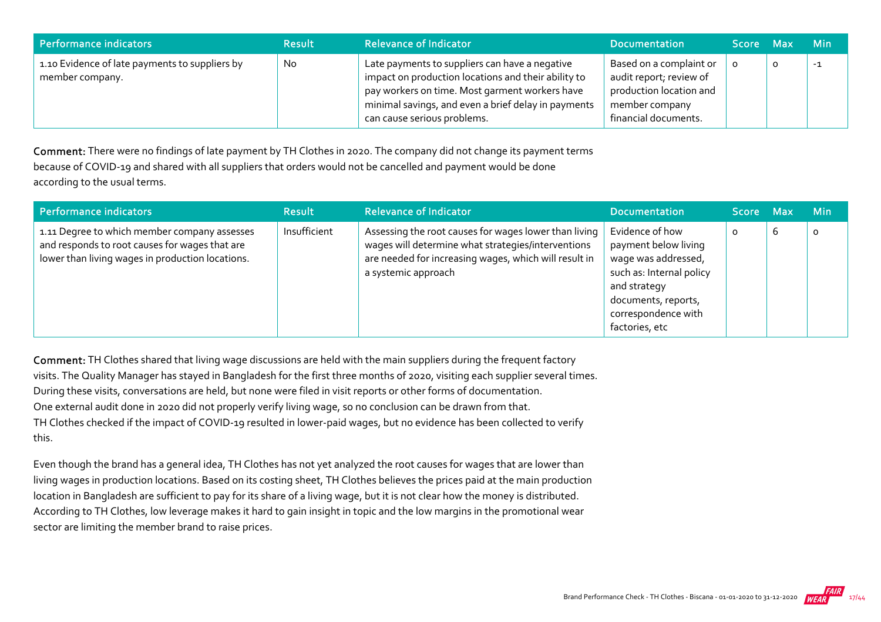| Performance indicators | Result | Relevance of Indicator | Documentation | Score | Max | Min |
|---|---|---|---|---|---|---|
| 1.10 Evidence of late payments to suppliers by member company. | No | Late payments to suppliers can have a negative impact on production locations and their ability to pay workers on time. Most garment workers have minimal savings, and even a brief delay in payments can cause serious problems. | Based on a complaint or audit report; review of production location and member company financial documents. | 0 | 0 | -1 |

**Comment:** There were no findings of late payment by TH Clothes in 2020. The company did not change its payment terms because of COVID-19 and shared with all suppliers that orders would not be cancelled and payment would be done according to the usual terms.

| Performance indicators | Result | Relevance of Indicator | Documentation | Score | Max | Min |
|---|---|---|---|---|---|---|
| 1.11 Degree to which member company assesses and responds to root causes for wages that are lower than living wages in production locations. | Insufficient | Assessing the root causes for wages lower than living wages will determine what strategies/interventions are needed for increasing wages, which will result in a systemic approach | Evidence of how payment below living wage was addressed, such as: Internal policy and strategy documents, reports, correspondence with factories, etc | 0 | 6 | 0 |

**Comment:** TH Clothes shared that living wage discussions are held with the main suppliers during the frequent factory visits. The Quality Manager has stayed in Bangladesh for the first three months of 2020, visiting each supplier several times. During these visits, conversations are held, but none were filed in visit reports or other forms of documentation. One external audit done in 2020 did not properly verify living wage, so no conclusion can be drawn from that. TH Clothes checked if the impact of COVID-19 resulted in lower-paid wages, but no evidence has been collected to verify this.

Even though the brand has a general idea, TH Clothes has not yet analyzed the root causes for wages that are lower than living wages in production locations. Based on its costing sheet, TH Clothes believes the prices paid at the main production location in Bangladesh are sufficient to pay for its share of a living wage, but it is not clear how the money is distributed. According to TH Clothes, low leverage makes it hard to gain insight in topic and the low margins in the promotional wear sector are limiting the member brand to raise prices.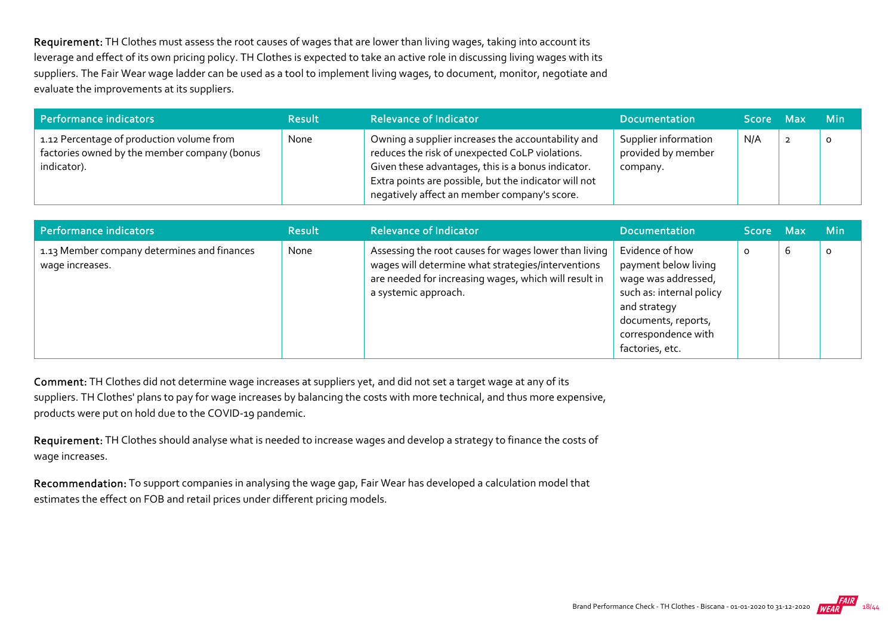**Requirement:** TH Clothes must assess the root causes of wages that are lower than living wages, taking into account its leverage and effect of its own pricing policy. TH Clothes is expected to take an active role in discussing living wages with its suppliers. The Fair Wear wage ladder can be used as a tool to implement living wages, to document, monitor, negotiate and evaluate the improvements at its suppliers.

| Performance indicators | Result | Relevance of Indicator | Documentation | Score | Max | Min |
|---|---|---|---|---|---|---|
| 1.12 Percentage of production volume from factories owned by the member company (bonus indicator). | None | Owning a supplier increases the accountability and reduces the risk of unexpected CoLP violations. Given these advantages, this is a bonus indicator. Extra points are possible, but the indicator will not negatively affect an member company's score. | Supplier information provided by member company. | N/A | 2 | 0 |

| Performance indicators | Result | Relevance of Indicator | Documentation | Score | Max | Min |
|---|---|---|---|---|---|---|
| 1.13 Member company determines and finances wage increases. | None | Assessing the root causes for wages lower than living wages will determine what strategies/interventions are needed for increasing wages, which will result in a systemic approach. | Evidence of how payment below living wage was addressed, such as: internal policy and strategy documents, reports, correspondence with factories, etc. | 0 | 6 | 0 |

**Comment:** TH Clothes did not determine wage increases at suppliers yet, and did not set a target wage at any of its suppliers. TH Clothes' plans to pay for wage increases by balancing the costs with more technical, and thus more expensive, products were put on hold due to the COVID-19 pandemic.

**Requirement:** TH Clothes should analyse what is needed to increase wages and develop a strategy to finance the costs of wage increases.

**Recommendation:** To support companies in analysing the wage gap, Fair Wear has developed a calculation model that estimates the effect on FOB and retail prices under different pricing models.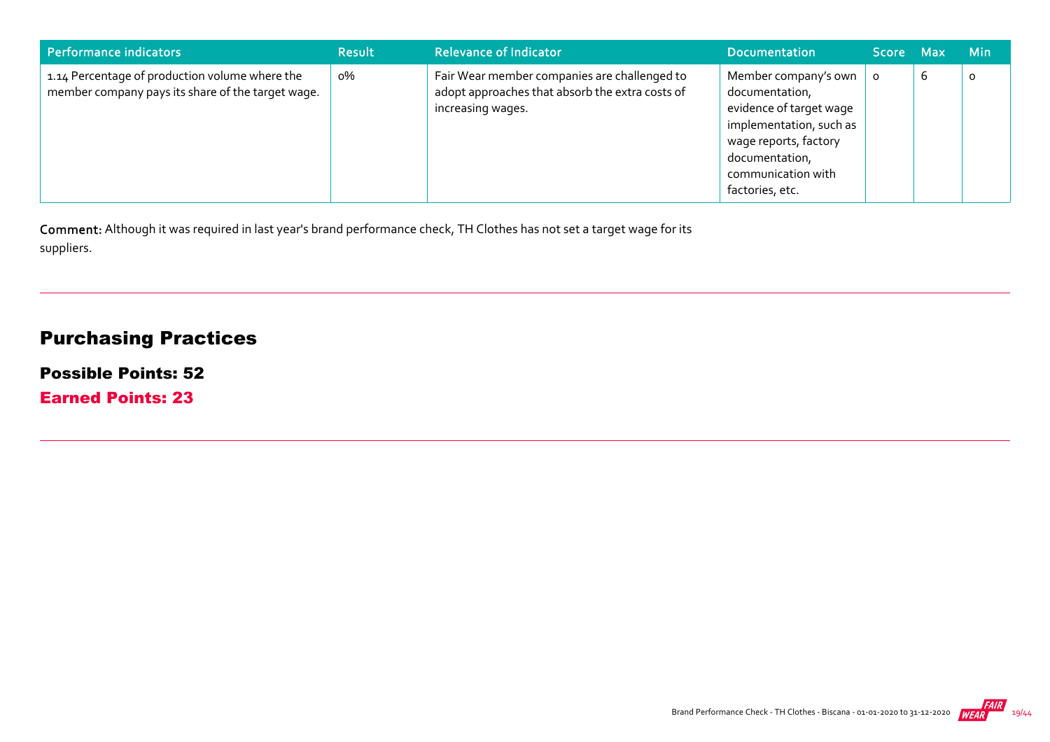| Performance indicators | Result | Relevance of Indicator | Documentation | Score | Max | Min |
| --- | --- | --- | --- | --- | --- | --- |
| 1.14 Percentage of production volume where the member company pays its share of the target wage. | 0% | Fair Wear member companies are challenged to adopt approaches that absorb the extra costs of increasing wages. | Member company's own documentation, evidence of target wage implementation, such as wage reports, factory documentation, communication with factories, etc. | 0 | 6 | 0 |

**Comment:** Although it was required in last year's brand performance check, TH Clothes has not set a target wage for its suppliers.

## Purchasing Practices

### Possible Points: 52

### Earned Points: 23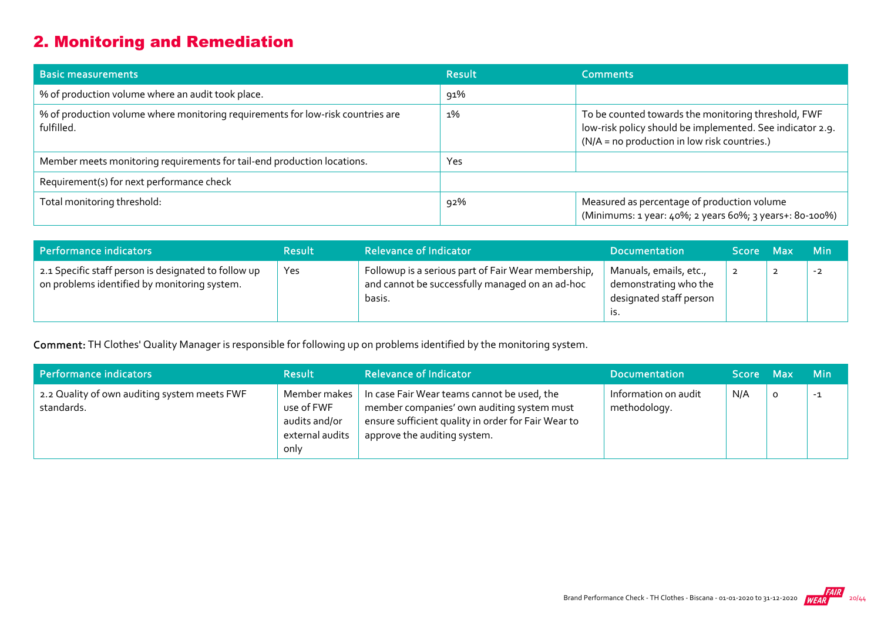## 2. Monitoring and Remediation

| Basic measurements | Result | Comments |
|---|---|---|
| % of production volume where an audit took place. | 91% | |
| % of production volume where monitoring requirements for low-risk countries are fulfilled. | 1% | To be counted towards the monitoring threshold, FWF low-risk policy should be implemented. See indicator 2.9. (N/A = no production in low risk countries.) |
| Member meets monitoring requirements for tail-end production locations. | Yes | |
| Requirement(s) for next performance check | | |
| Total monitoring threshold: | 92% | Measured as percentage of production volume (Minimums: 1 year: 40%; 2 years 60%; 3 years+: 80-100%) |

| Performance indicators | Result | Relevance of Indicator | Documentation | Score | Max | Min |
|---|---|---|---|---|---|---|
| 2.1 Specific staff person is designated to follow up on problems identified by monitoring system. | Yes | Followup is a serious part of Fair Wear membership, and cannot be successfully managed on an ad-hoc basis. | Manuals, emails, etc., demonstrating who the designated staff person is. | 2 | 2 | -2 |

**Comment:** TH Clothes' Quality Manager is responsible for following up on problems identified by the monitoring system.

| Performance indicators | Result | Relevance of Indicator | Documentation | Score | Max | Min |
|---|---|---|---|---|---|---|
| 2.2 Quality of own auditing system meets FWF standards. | Member makes use of FWF audits and/or external audits only | In case Fair Wear teams cannot be used, the member companies' own auditing system must ensure sufficient quality in order for Fair Wear to approve the auditing system. | Information on audit methodology. | N/A | 0 | -1 |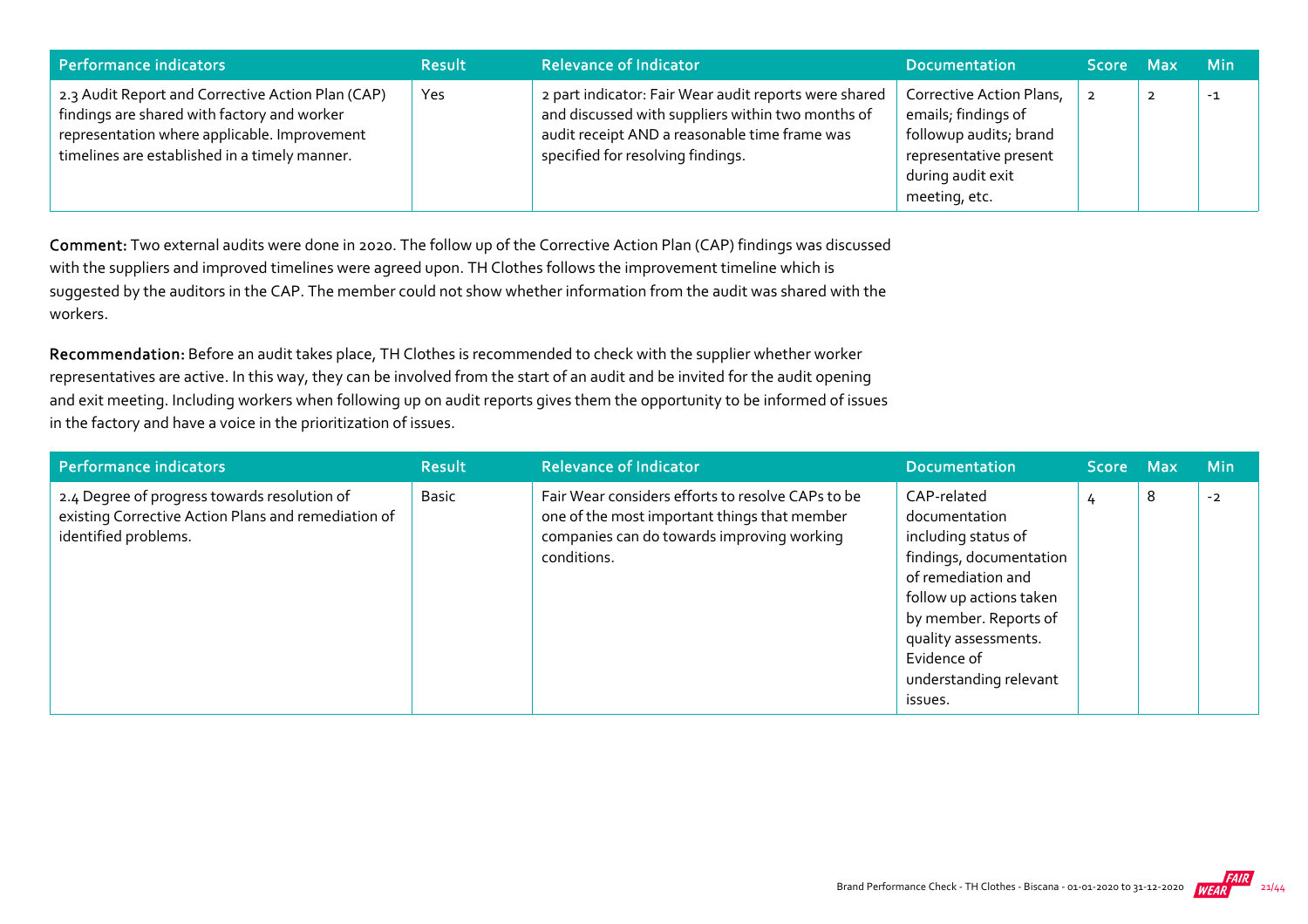| Performance indicators | Result | Relevance of Indicator | Documentation | Score | Max | Min |
|---|---|---|---|---|---|---|
| 2.3 Audit Report and Corrective Action Plan (CAP) findings are shared with factory and worker representation where applicable. Improvement timelines are established in a timely manner. | Yes | 2 part indicator: Fair Wear audit reports were shared and discussed with suppliers within two months of audit receipt AND a reasonable time frame was specified for resolving findings. | Corrective Action Plans, emails; findings of followup audits; brand representative present during audit exit meeting, etc. | 2 | 2 | -1 |

**Comment:** Two external audits were done in 2020. The follow up of the Corrective Action Plan (CAP) findings was discussed with the suppliers and improved timelines were agreed upon. TH Clothes follows the improvement timeline which is suggested by the auditors in the CAP. The member could not show whether information from the audit was shared with the workers.

**Recommendation:** Before an audit takes place, TH Clothes is recommended to check with the supplier whether worker representatives are active. In this way, they can be involved from the start of an audit and be invited for the audit opening and exit meeting. Including workers when following up on audit reports gives them the opportunity to be informed of issues in the factory and have a voice in the prioritization of issues.

| Performance indicators | Result | Relevance of Indicator | Documentation | Score | Max | Min |
|---|---|---|---|---|---|---|
| 2.4 Degree of progress towards resolution of existing Corrective Action Plans and remediation of identified problems. | Basic | Fair Wear considers efforts to resolve CAPs to be one of the most important things that member companies can do towards improving working conditions. | CAP-related documentation including status of findings, documentation of remediation and follow up actions taken by member. Reports of quality assessments. Evidence of understanding relevant issues. | 4 | 8 | -2 |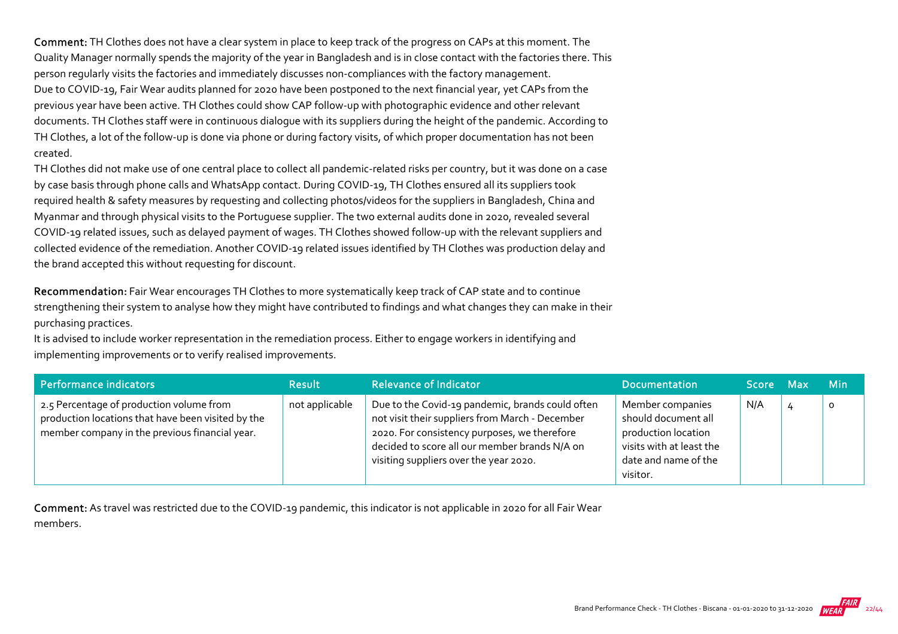**Comment:** TH Clothes does not have a clear system in place to keep track of the progress on CAPs at this moment. The Quality Manager normally spends the majority of the year in Bangladesh and is in close contact with the factories there. This person regularly visits the factories and immediately discusses non-compliances with the factory management.
Due to COVID-19, Fair Wear audits planned for 2020 have been postponed to the next financial year, yet CAPs from the previous year have been active. TH Clothes could show CAP follow-up with photographic evidence and other relevant documents. TH Clothes staff were in continuous dialogue with its suppliers during the height of the pandemic. According to TH Clothes, a lot of the follow-up is done via phone or during factory visits, of which proper documentation has not been created.
TH Clothes did not make use of one central place to collect all pandemic-related risks per country, but it was done on a case by case basis through phone calls and WhatsApp contact. During COVID-19, TH Clothes ensured all its suppliers took required health & safety measures by requesting and collecting photos/videos for the suppliers in Bangladesh, China and Myanmar and through physical visits to the Portuguese supplier. The two external audits done in 2020, revealed several COVID-19 related issues, such as delayed payment of wages. TH Clothes showed follow-up with the relevant suppliers and collected evidence of the remediation. Another COVID-19 related issues identified by TH Clothes was production delay and the brand accepted this without requesting for discount.

**Recommendation:** Fair Wear encourages TH Clothes to more systematically keep track of CAP state and to continue strengthening their system to analyse how they might have contributed to findings and what changes they can make in their purchasing practices.
It is advised to include worker representation in the remediation process. Either to engage workers in identifying and implementing improvements or to verify realised improvements.

| Performance indicators | Result | Relevance of Indicator | Documentation | Score | Max | Min |
|---|---|---|---|---|---|---|
| 2.5 Percentage of production volume from production locations that have been visited by the member company in the previous financial year. | not applicable | Due to the Covid-19 pandemic, brands could often not visit their suppliers from March - December 2020. For consistency purposes, we therefore decided to score all our member brands N/A on visiting suppliers over the year 2020. | Member companies should document all production location visits with at least the date and name of the visitor. | N/A | 4 | 0 |

**Comment:** As travel was restricted due to the COVID-19 pandemic, this indicator is not applicable in 2020 for all Fair Wear members.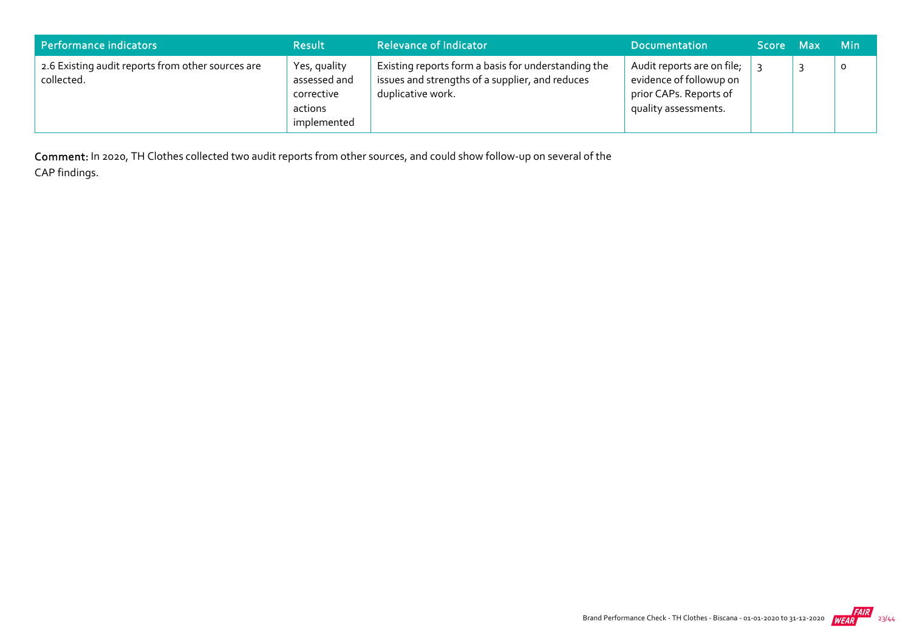| Performance indicators | Result | Relevance of Indicator | Documentation | Score | Max | Min |
|---|---|---|---|---|---|---|
| 2.6 Existing audit reports from other sources are collected. | Yes, quality assessed and corrective actions implemented | Existing reports form a basis for understanding the issues and strengths of a supplier, and reduces duplicative work. | Audit reports are on file; evidence of followup on prior CAPs. Reports of quality assessments. | 3 | 3 | 0 |

**Comment:** In 2020, TH Clothes collected two audit reports from other sources, and could show follow-up on several of the CAP findings.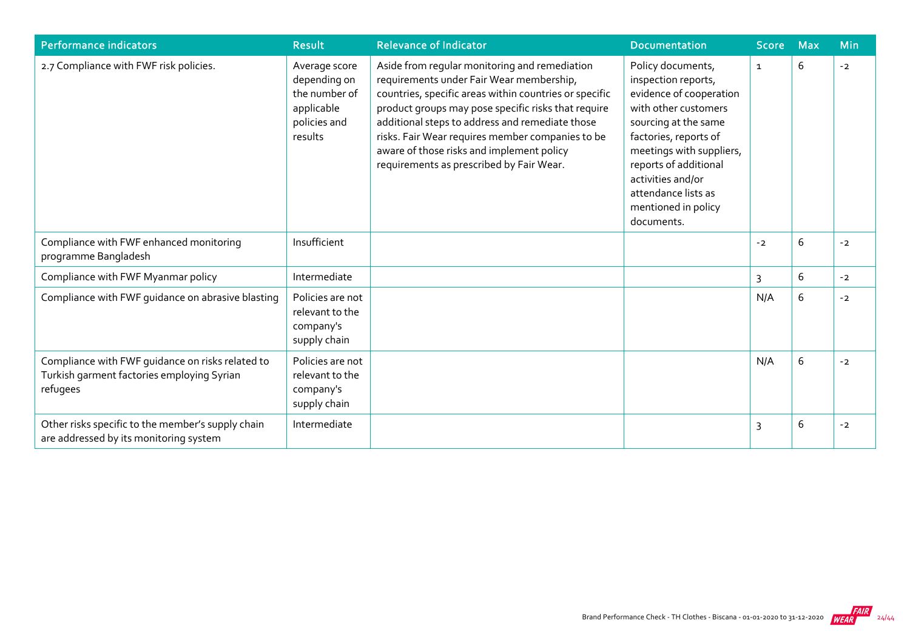| Performance indicators | Result | Relevance of Indicator | Documentation | Score | Max | Min |
|---|---|---|---|---|---|---|
| 2.7 Compliance with FWF risk policies. | Average score depending on the number of applicable policies and results | Aside from regular monitoring and remediation requirements under Fair Wear membership, countries, specific areas within countries or specific product groups may pose specific risks that require additional steps to address and remediate those risks. Fair Wear requires member companies to be aware of those risks and implement policy requirements as prescribed by Fair Wear. | Policy documents, inspection reports, evidence of cooperation with other customers sourcing at the same factories, reports of meetings with suppliers, reports of additional activities and/or attendance lists as mentioned in policy documents. | 1 | 6 | -2 |
| Compliance with FWF enhanced monitoring programme Bangladesh | Insufficient | | | -2 | 6 | -2 |
| Compliance with FWF Myanmar policy | Intermediate | | | 3 | 6 | -2 |
| Compliance with FWF guidance on abrasive blasting | Policies are not relevant to the company's supply chain | | | N/A | 6 | -2 |
| Compliance with FWF guidance on risks related to Turkish garment factories employing Syrian refugees | Policies are not relevant to the company's supply chain | | | N/A | 6 | -2 |
| Other risks specific to the member's supply chain are addressed by its monitoring system | Intermediate | | | 3 | 6 | -2 |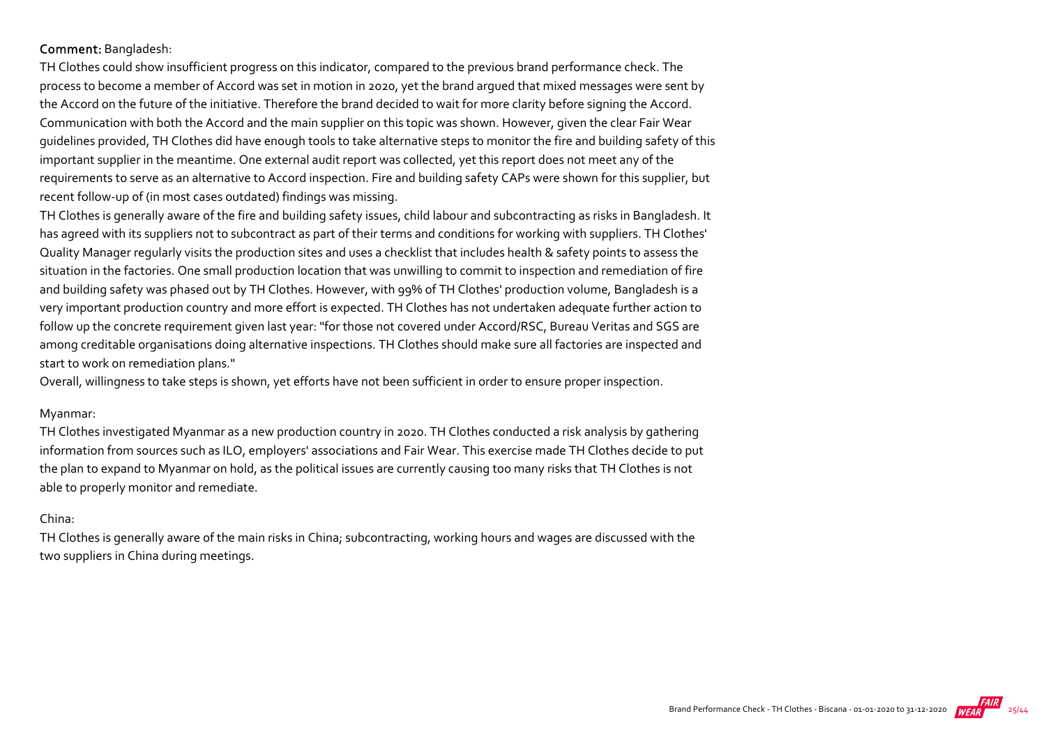**Comment:** Bangladesh:

TH Clothes could show insufficient progress on this indicator, compared to the previous brand performance check. The process to become a member of Accord was set in motion in 2020, yet the brand argued that mixed messages were sent by the Accord on the future of the initiative. Therefore the brand decided to wait for more clarity before signing the Accord. Communication with both the Accord and the main supplier on this topic was shown. However, given the clear Fair Wear guidelines provided, TH Clothes did have enough tools to take alternative steps to monitor the fire and building safety of this important supplier in the meantime. One external audit report was collected, yet this report does not meet any of the requirements to serve as an alternative to Accord inspection. Fire and building safety CAPs were shown for this supplier, but recent follow-up of (in most cases outdated) findings was missing.

TH Clothes is generally aware of the fire and building safety issues, child labour and subcontracting as risks in Bangladesh. It has agreed with its suppliers not to subcontract as part of their terms and conditions for working with suppliers. TH Clothes' Quality Manager regularly visits the production sites and uses a checklist that includes health & safety points to assess the situation in the factories. One small production location that was unwilling to commit to inspection and remediation of fire and building safety was phased out by TH Clothes. However, with 99% of TH Clothes' production volume, Bangladesh is a very important production country and more effort is expected. TH Clothes has not undertaken adequate further action to follow up the concrete requirement given last year: "for those not covered under Accord/RSC, Bureau Veritas and SGS are among creditable organisations doing alternative inspections. TH Clothes should make sure all factories are inspected and start to work on remediation plans."

Overall, willingness to take steps is shown, yet efforts have not been sufficient in order to ensure proper inspection.

Myanmar:

TH Clothes investigated Myanmar as a new production country in 2020. TH Clothes conducted a risk analysis by gathering information from sources such as ILO, employers' associations and Fair Wear. This exercise made TH Clothes decide to put the plan to expand to Myanmar on hold, as the political issues are currently causing too many risks that TH Clothes is not able to properly monitor and remediate.

China:

TH Clothes is generally aware of the main risks in China; subcontracting, working hours and wages are discussed with the two suppliers in China during meetings.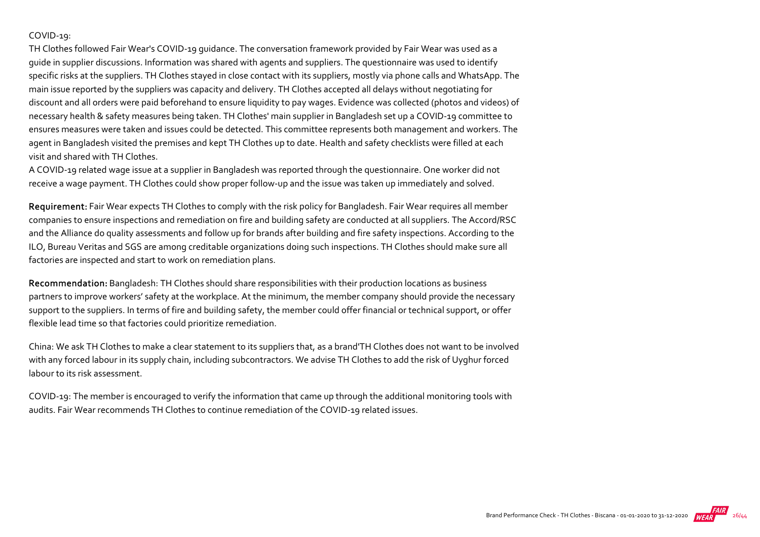COVID-19:

TH Clothes followed Fair Wear's COVID-19 guidance. The conversation framework provided by Fair Wear was used as a guide in supplier discussions. Information was shared with agents and suppliers. The questionnaire was used to identify specific risks at the suppliers. TH Clothes stayed in close contact with its suppliers, mostly via phone calls and WhatsApp. The main issue reported by the suppliers was capacity and delivery. TH Clothes accepted all delays without negotiating for discount and all orders were paid beforehand to ensure liquidity to pay wages. Evidence was collected (photos and videos) of necessary health & safety measures being taken. TH Clothes' main supplier in Bangladesh set up a COVID-19 committee to ensures measures were taken and issues could be detected. This committee represents both management and workers. The agent in Bangladesh visited the premises and kept TH Clothes up to date. Health and safety checklists were filled at each visit and shared with TH Clothes.

A COVID-19 related wage issue at a supplier in Bangladesh was reported through the questionnaire. One worker did not receive a wage payment. TH Clothes could show proper follow-up and the issue was taken up immediately and solved.

**Requirement:** Fair Wear expects TH Clothes to comply with the risk policy for Bangladesh. Fair Wear requires all member companies to ensure inspections and remediation on fire and building safety are conducted at all suppliers. The Accord/RSC and the Alliance do quality assessments and follow up for brands after building and fire safety inspections. According to the ILO, Bureau Veritas and SGS are among creditable organizations doing such inspections. TH Clothes should make sure all factories are inspected and start to work on remediation plans.

**Recommendation:** Bangladesh: TH Clothes should share responsibilities with their production locations as business partners to improve workers' safety at the workplace. At the minimum, the member company should provide the necessary support to the suppliers. In terms of fire and building safety, the member could offer financial or technical support, or offer flexible lead time so that factories could prioritize remediation.

China: We ask TH Clothes to make a clear statement to its suppliers that, as a brand'TH Clothes does not want to be involved with any forced labour in its supply chain, including subcontractors. We advise TH Clothes to add the risk of Uyghur forced labour to its risk assessment.

COVID-19: The member is encouraged to verify the information that came up through the additional monitoring tools with audits. Fair Wear recommends TH Clothes to continue remediation of the COVID-19 related issues.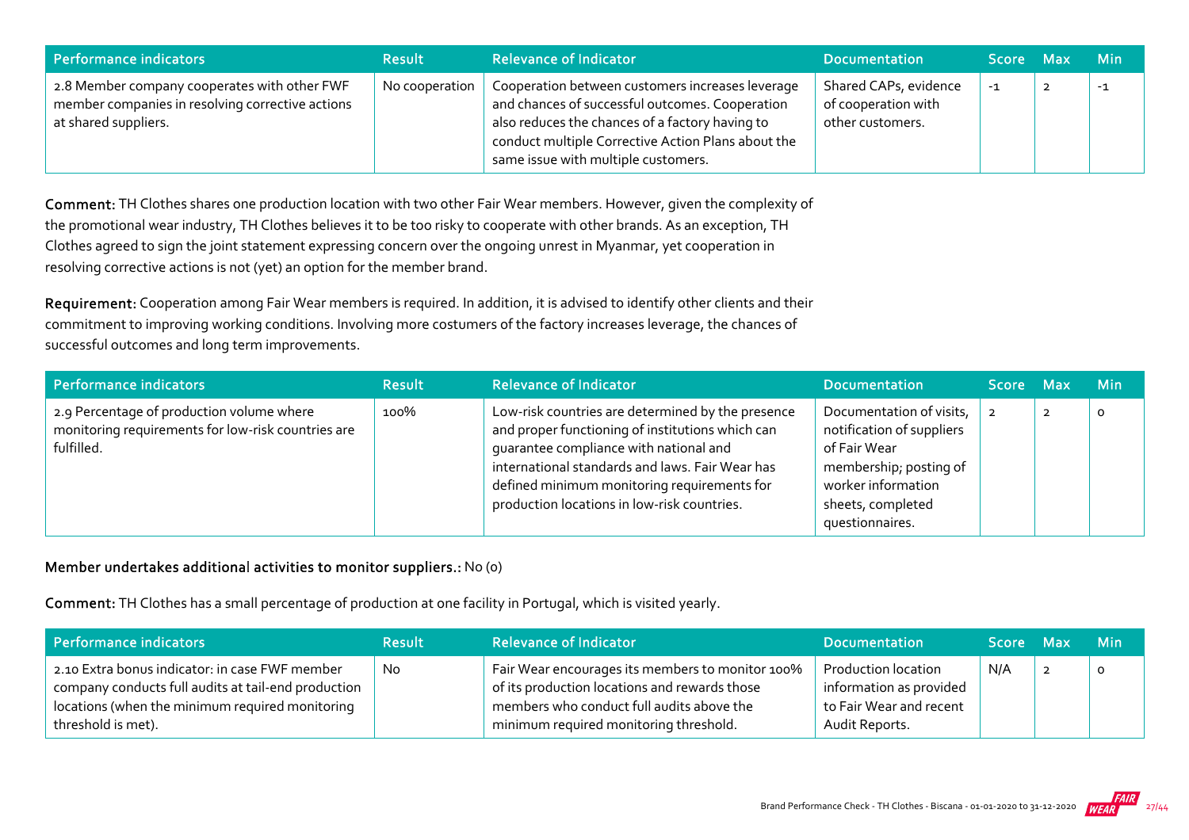| Performance indicators | Result | Relevance of Indicator | Documentation | Score | Max | Min |
|---|---|---|---|---|---|---|
| 2.8 Member company cooperates with other FWF member companies in resolving corrective actions at shared suppliers. | No cooperation | Cooperation between customers increases leverage and chances of successful outcomes. Cooperation also reduces the chances of a factory having to conduct multiple Corrective Action Plans about the same issue with multiple customers. | Shared CAPs, evidence of cooperation with other customers. | -1 | 2 | -1 |

**Comment:** TH Clothes shares one production location with two other Fair Wear members. However, given the complexity of the promotional wear industry, TH Clothes believes it to be too risky to cooperate with other brands. As an exception, TH Clothes agreed to sign the joint statement expressing concern over the ongoing unrest in Myanmar, yet cooperation in resolving corrective actions is not (yet) an option for the member brand.

**Requirement:** Cooperation among Fair Wear members is required. In addition, it is advised to identify other clients and their commitment to improving working conditions. Involving more costumers of the factory increases leverage, the chances of successful outcomes and long term improvements.

| Performance indicators | Result | Relevance of Indicator | Documentation | Score | Max | Min |
|---|---|---|---|---|---|---|
| 2.9 Percentage of production volume where monitoring requirements for low-risk countries are fulfilled. | 100% | Low-risk countries are determined by the presence and proper functioning of institutions which can guarantee compliance with national and international standards and laws. Fair Wear has defined minimum monitoring requirements for production locations in low-risk countries. | Documentation of visits, notification of suppliers of Fair Wear membership; posting of worker information sheets, completed questionnaires. | 2 | 2 | 0 |

**Member undertakes additional activities to monitor suppliers.:** No (0)

**Comment:** TH Clothes has a small percentage of production at one facility in Portugal, which is visited yearly.

| Performance indicators | Result | Relevance of Indicator | Documentation | Score | Max | Min |
|---|---|---|---|---|---|---|
| 2.10 Extra bonus indicator: in case FWF member company conducts full audits at tail-end production locations (when the minimum required monitoring threshold is met). | No | Fair Wear encourages its members to monitor 100% of its production locations and rewards those members who conduct full audits above the minimum required monitoring threshold. | Production location information as provided to Fair Wear and recent Audit Reports. | N/A | 2 | 0 |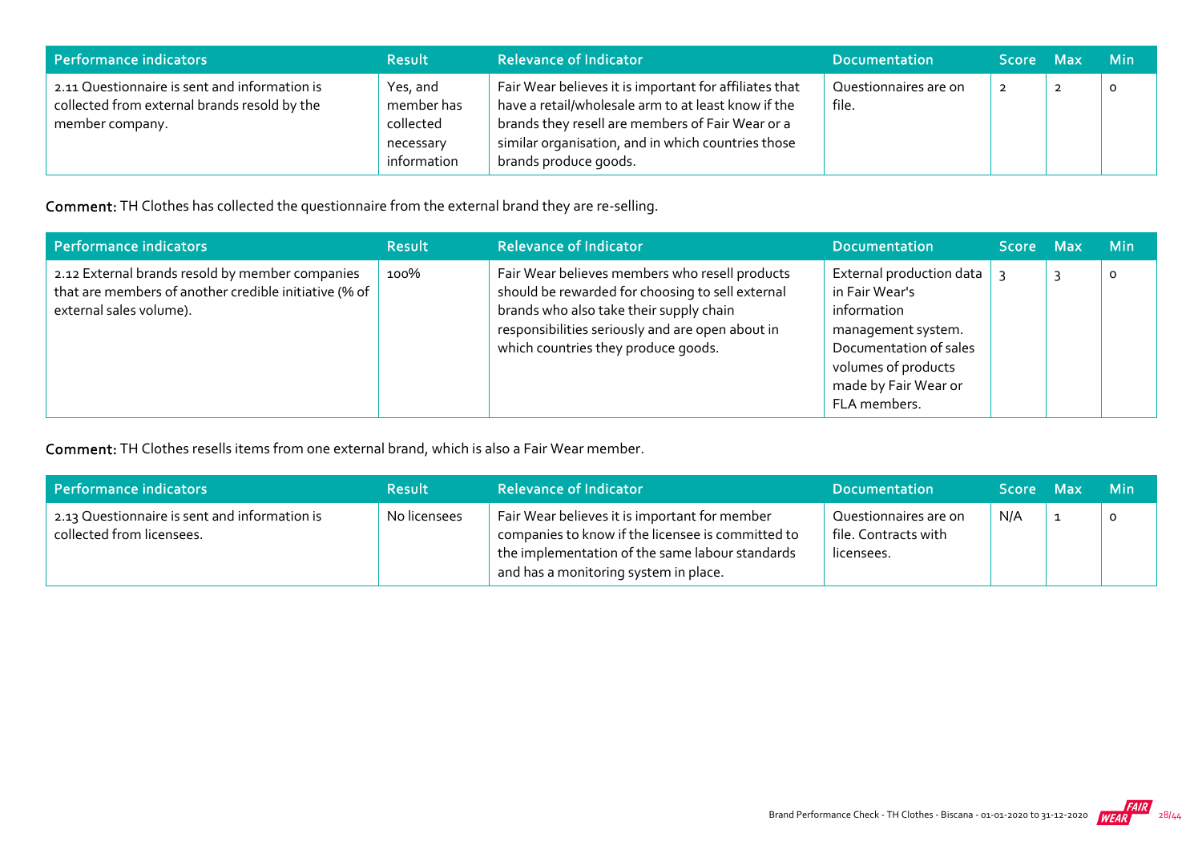| Performance indicators | Result | Relevance of Indicator | Documentation | Score | Max | Min |
|---|---|---|---|---|---|---|
| 2.11 Questionnaire is sent and information is collected from external brands resold by the member company. | Yes, and member has collected necessary information | Fair Wear believes it is important for affiliates that have a retail/wholesale arm to at least know if the brands they resell are members of Fair Wear or a similar organisation, and in which countries those brands produce goods. | Questionnaires are on file. | 2 | 2 | 0 |

**Comment:** TH Clothes has collected the questionnaire from the external brand they are re-selling.

| Performance indicators | Result | Relevance of Indicator | Documentation | Score | Max | Min |
|---|---|---|---|---|---|---|
| 2.12 External brands resold by member companies that are members of another credible initiative (% of external sales volume). | 100% | Fair Wear believes members who resell products should be rewarded for choosing to sell external brands who also take their supply chain responsibilities seriously and are open about in which countries they produce goods. | External production data in Fair Wear's information management system. Documentation of sales volumes of products made by Fair Wear or FLA members. | 3 | 3 | 0 |

**Comment:** TH Clothes resells items from one external brand, which is also a Fair Wear member.

| Performance indicators | Result | Relevance of Indicator | Documentation | Score | Max | Min |
|---|---|---|---|---|---|---|
| 2.13 Questionnaire is sent and information is collected from licensees. | No licensees | Fair Wear believes it is important for member companies to know if the licensee is committed to the implementation of the same labour standards and has a monitoring system in place. | Questionnaires are on file. Contracts with licensees. | N/A | 1 | 0 |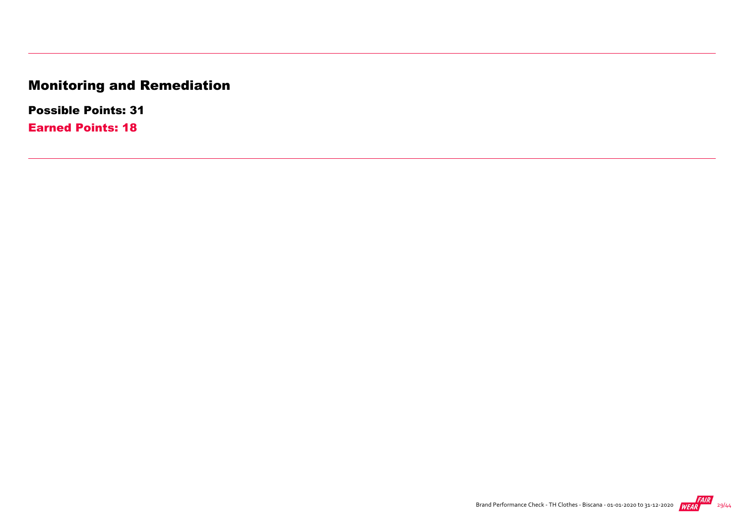# Monitoring and Remediation

**Possible Points: 31**

**Earned Points: 18**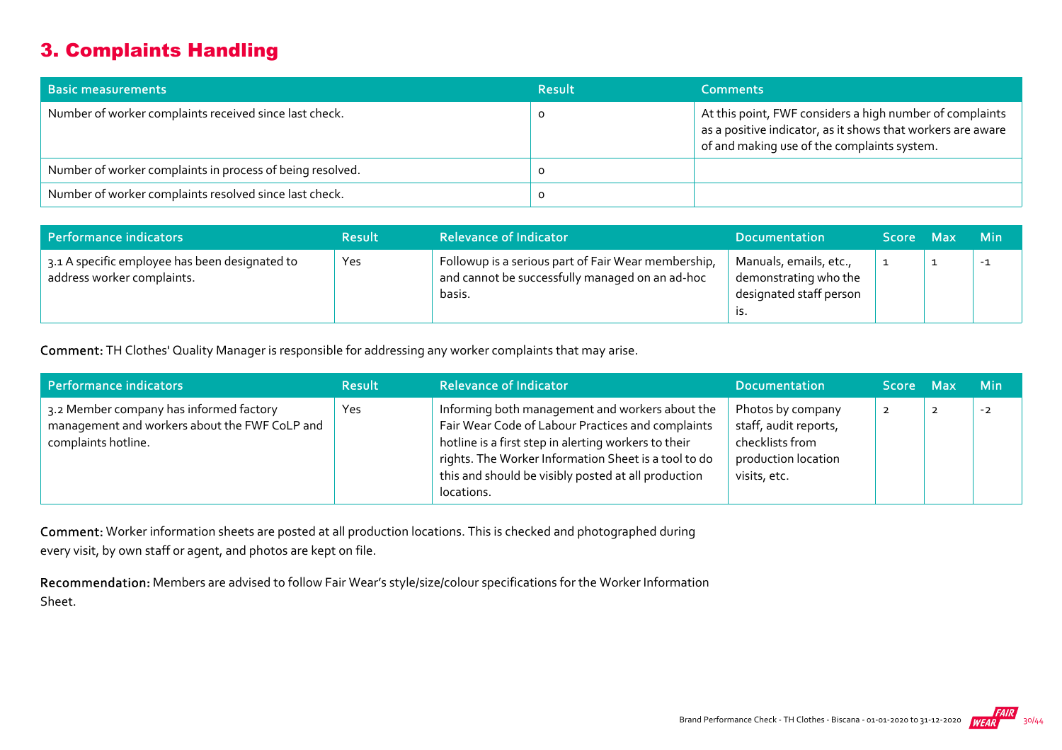## 3. Complaints Handling

| Basic measurements | Result | Comments |
|---|---|---|
| Number of worker complaints received since last check. | 0 | At this point, FWF considers a high number of complaints as a positive indicator, as it shows that workers are aware of and making use of the complaints system. |
| Number of worker complaints in process of being resolved. | 0 | |
| Number of worker complaints resolved since last check. | 0 | |

| Performance indicators | Result | Relevance of Indicator | Documentation | Score | Max | Min |
|---|---|---|---|---|---|---|
| 3.1 A specific employee has been designated to address worker complaints. | Yes | Followup is a serious part of Fair Wear membership, and cannot be successfully managed on an ad-hoc basis. | Manuals, emails, etc., demonstrating who the designated staff person is. | 1 | 1 | -1 |

**Comment:** TH Clothes' Quality Manager is responsible for addressing any worker complaints that may arise.

| Performance indicators | Result | Relevance of Indicator | Documentation | Score | Max | Min |
|---|---|---|---|---|---|---|
| 3.2 Member company has informed factory management and workers about the FWF CoLP and complaints hotline. | Yes | Informing both management and workers about the Fair Wear Code of Labour Practices and complaints hotline is a first step in alerting workers to their rights. The Worker Information Sheet is a tool to do this and should be visibly posted at all production locations. | Photos by company staff, audit reports, checklists from production location visits, etc. | 2 | 2 | -2 |

**Comment:** Worker information sheets are posted at all production locations. This is checked and photographed during every visit, by own staff or agent, and photos are kept on file.

**Recommendation:** Members are advised to follow Fair Wear's style/size/colour specifications for the Worker Information Sheet.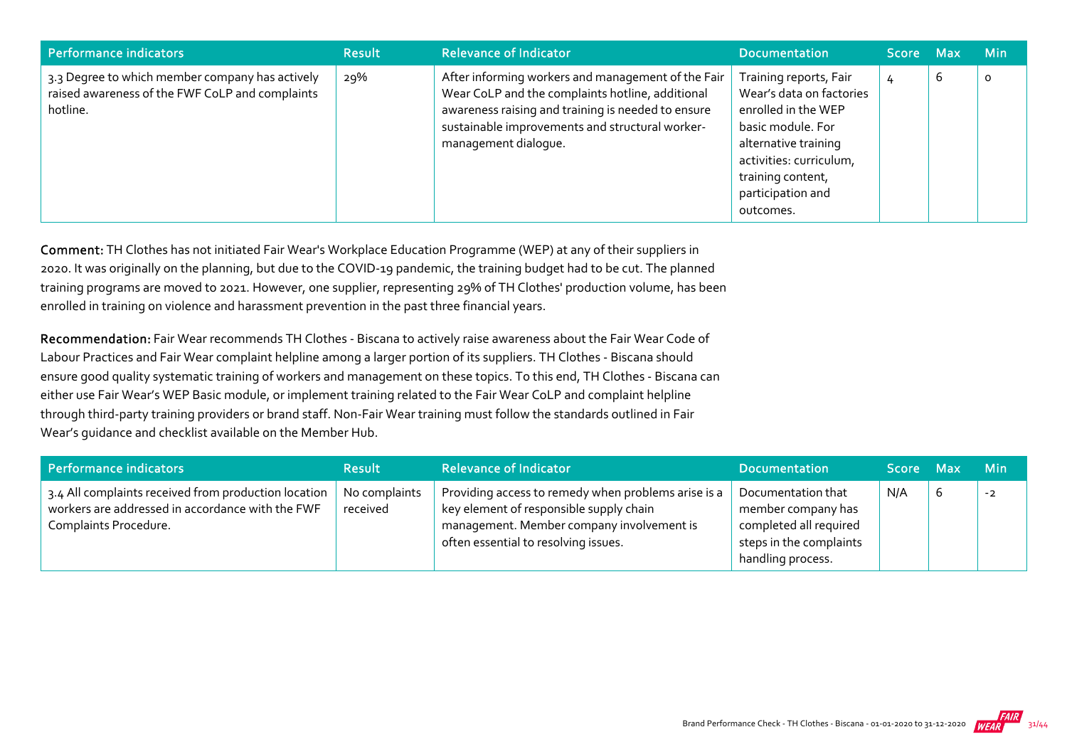| Performance indicators | Result | Relevance of Indicator | Documentation | Score | Max | Min |
|---|---|---|---|---|---|---|
| 3.3 Degree to which member company has actively raised awareness of the FWF CoLP and complaints hotline. | 29% | After informing workers and management of the Fair Wear CoLP and the complaints hotline, additional awareness raising and training is needed to ensure sustainable improvements and structural worker-management dialogue. | Training reports, Fair Wear's data on factories enrolled in the WEP basic module. For alternative training activities: curriculum, training content, participation and outcomes. | 4 | 6 | 0 |

**Comment:** TH Clothes has not initiated Fair Wear's Workplace Education Programme (WEP) at any of their suppliers in 2020. It was originally on the planning, but due to the COVID-19 pandemic, the training budget had to be cut. The planned training programs are moved to 2021. However, one supplier, representing 29% of TH Clothes' production volume, has been enrolled in training on violence and harassment prevention in the past three financial years.

**Recommendation:** Fair Wear recommends TH Clothes - Biscana to actively raise awareness about the Fair Wear Code of Labour Practices and Fair Wear complaint helpline among a larger portion of its suppliers. TH Clothes - Biscana should ensure good quality systematic training of workers and management on these topics. To this end, TH Clothes - Biscana can either use Fair Wear's WEP Basic module, or implement training related to the Fair Wear CoLP and complaint helpline through third-party training providers or brand staff. Non-Fair Wear training must follow the standards outlined in Fair Wear's guidance and checklist available on the Member Hub.

| Performance indicators | Result | Relevance of Indicator | Documentation | Score | Max | Min |
|---|---|---|---|---|---|---|
| 3.4 All complaints received from production location workers are addressed in accordance with the FWF Complaints Procedure. | No complaints received | Providing access to remedy when problems arise is a key element of responsible supply chain management. Member company involvement is often essential to resolving issues. | Documentation that member company has completed all required steps in the complaints handling process. | N/A | 6 | -2 |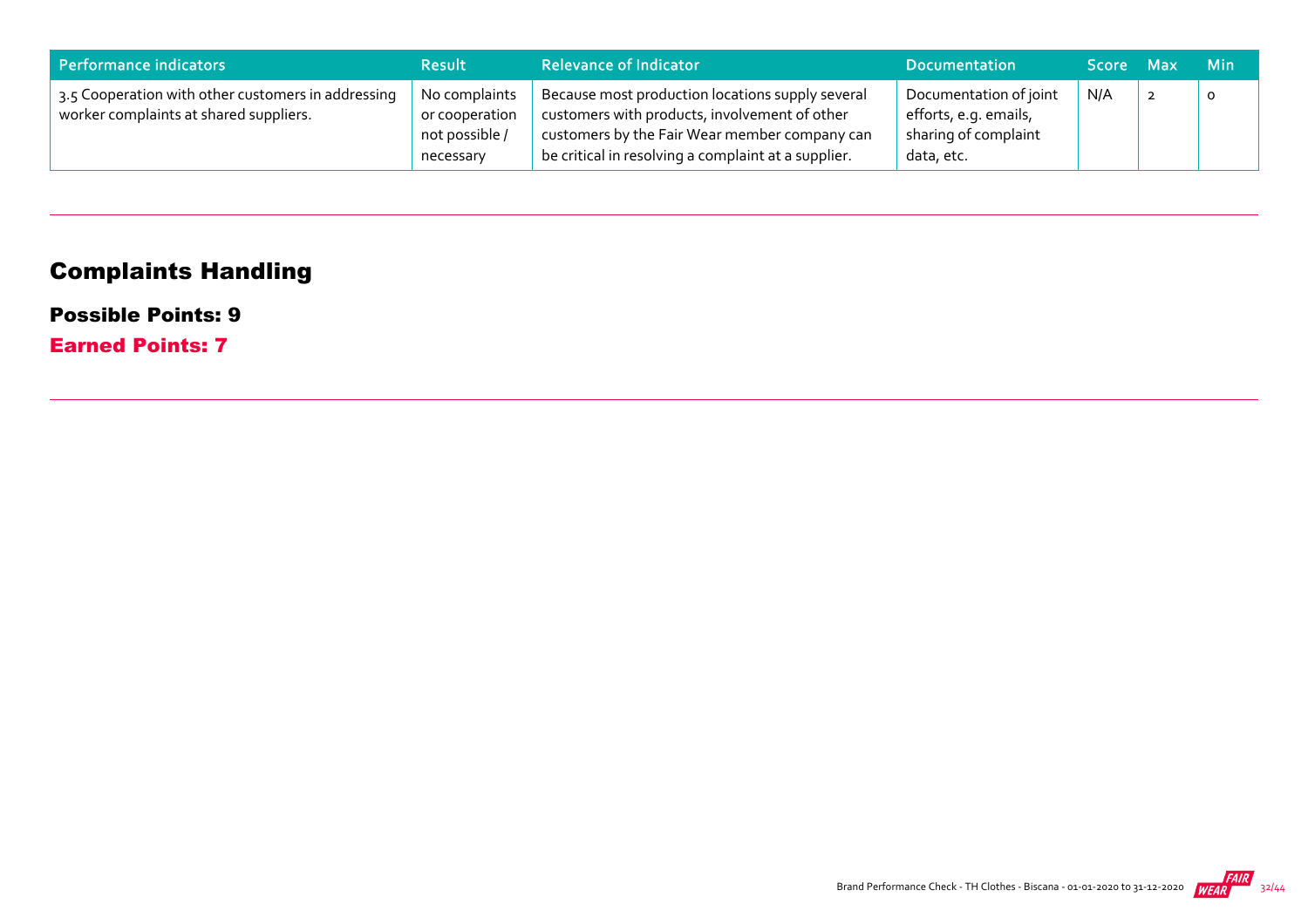| Performance indicators | Result | Relevance of Indicator | Documentation | Score | Max | Min |
|---|---|---|---|---|---|---|
| 3.5 Cooperation with other customers in addressing worker complaints at shared suppliers. | No complaints or cooperation not possible / necessary | Because most production locations supply several customers with products, involvement of other customers by the Fair Wear member company can be critical in resolving a complaint at a supplier. | Documentation of joint efforts, e.g. emails, sharing of complaint data, etc. | N/A | 2 | 0 |

## Complaints Handling

**Possible Points: 9**

**Earned Points: 7**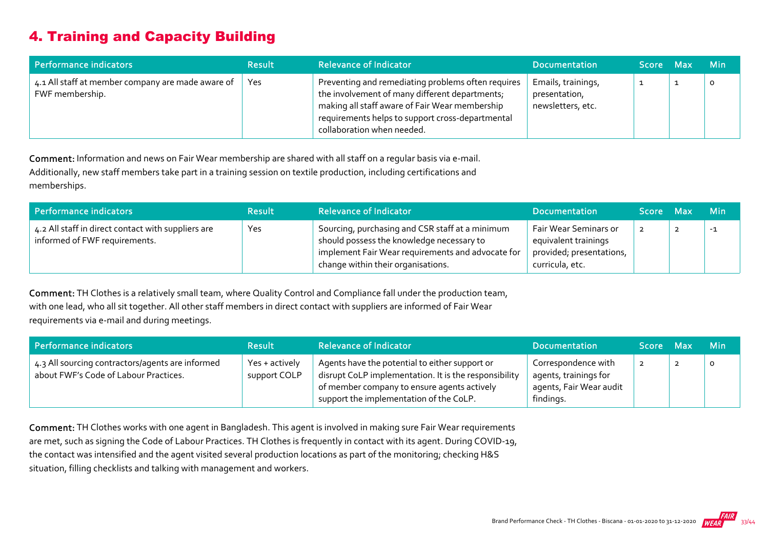# 4. Training and Capacity Building

| Performance indicators | Result | Relevance of Indicator | Documentation | Score | Max | Min |
|---|---|---|---|---|---|---|
| 4.1 All staff at member company are made aware of FWF membership. | Yes | Preventing and remediating problems often requires the involvement of many different departments; making all staff aware of Fair Wear membership requirements helps to support cross-departmental collaboration when needed. | Emails, trainings, presentation, newsletters, etc. | 1 | 1 | 0 |

**Comment:** Information and news on Fair Wear membership are shared with all staff on a regular basis via e-mail. Additionally, new staff members take part in a training session on textile production, including certifications and memberships.

| Performance indicators | Result | Relevance of Indicator | Documentation | Score | Max | Min |
|---|---|---|---|---|---|---|
| 4.2 All staff in direct contact with suppliers are informed of FWF requirements. | Yes | Sourcing, purchasing and CSR staff at a minimum should possess the knowledge necessary to implement Fair Wear requirements and advocate for change within their organisations. | Fair Wear Seminars or equivalent trainings provided; presentations, curricula, etc. | 2 | 2 | -1 |

**Comment:** TH Clothes is a relatively small team, where Quality Control and Compliance fall under the production team, with one lead, who all sit together. All other staff members in direct contact with suppliers are informed of Fair Wear requirements via e-mail and during meetings.

| Performance indicators | Result | Relevance of Indicator | Documentation | Score | Max | Min |
|---|---|---|---|---|---|---|
| 4.3 All sourcing contractors/agents are informed about FWF's Code of Labour Practices. | Yes + actively support COLP | Agents have the potential to either support or disrupt CoLP implementation. It is the responsibility of member company to ensure agents actively support the implementation of the CoLP. | Correspondence with agents, trainings for agents, Fair Wear audit findings. | 2 | 2 | 0 |

**Comment:** TH Clothes works with one agent in Bangladesh. This agent is involved in making sure Fair Wear requirements are met, such as signing the Code of Labour Practices. TH Clothes is frequently in contact with its agent. During COVID-19, the contact was intensified and the agent visited several production locations as part of the monitoring; checking H&S situation, filling checklists and talking with management and workers.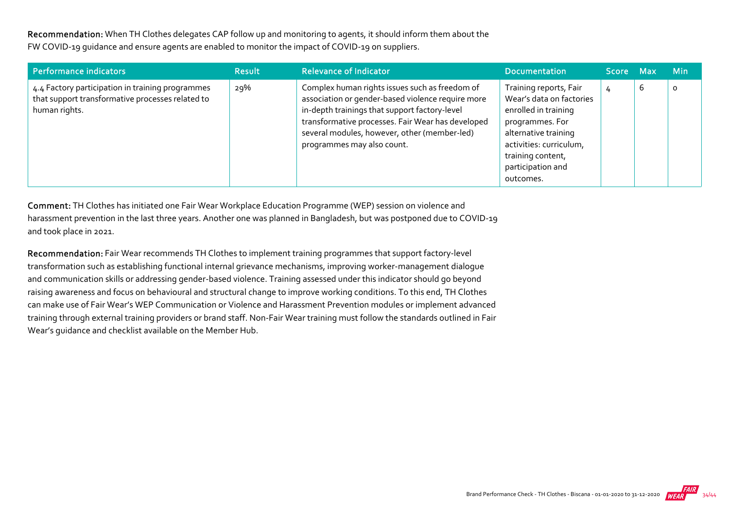**Recommendation:** When TH Clothes delegates CAP follow up and monitoring to agents, it should inform them about the FW COVID-19 guidance and ensure agents are enabled to monitor the impact of COVID-19 on suppliers.

| Performance indicators | Result | Relevance of Indicator | Documentation | Score | Max | Min |
|---|---|---|---|---|---|---|
| 4.4 Factory participation in training programmes that support transformative processes related to human rights. | 29% | Complex human rights issues such as freedom of association or gender-based violence require more in-depth trainings that support factory-level transformative processes. Fair Wear has developed several modules, however, other (member-led) programmes may also count. | Training reports, Fair Wear's data on factories enrolled in training programmes. For alternative training activities: curriculum, training content, participation and outcomes. | 4 | 6 | 0 |

**Comment:** TH Clothes has initiated one Fair Wear Workplace Education Programme (WEP) session on violence and harassment prevention in the last three years. Another one was planned in Bangladesh, but was postponed due to COVID-19 and took place in 2021.

**Recommendation:** Fair Wear recommends TH Clothes to implement training programmes that support factory-level transformation such as establishing functional internal grievance mechanisms, improving worker-management dialogue and communication skills or addressing gender-based violence. Training assessed under this indicator should go beyond raising awareness and focus on behavioural and structural change to improve working conditions. To this end, TH Clothes can make use of Fair Wear's WEP Communication or Violence and Harassment Prevention modules or implement advanced training through external training providers or brand staff. Non-Fair Wear training must follow the standards outlined in Fair Wear's guidance and checklist available on the Member Hub.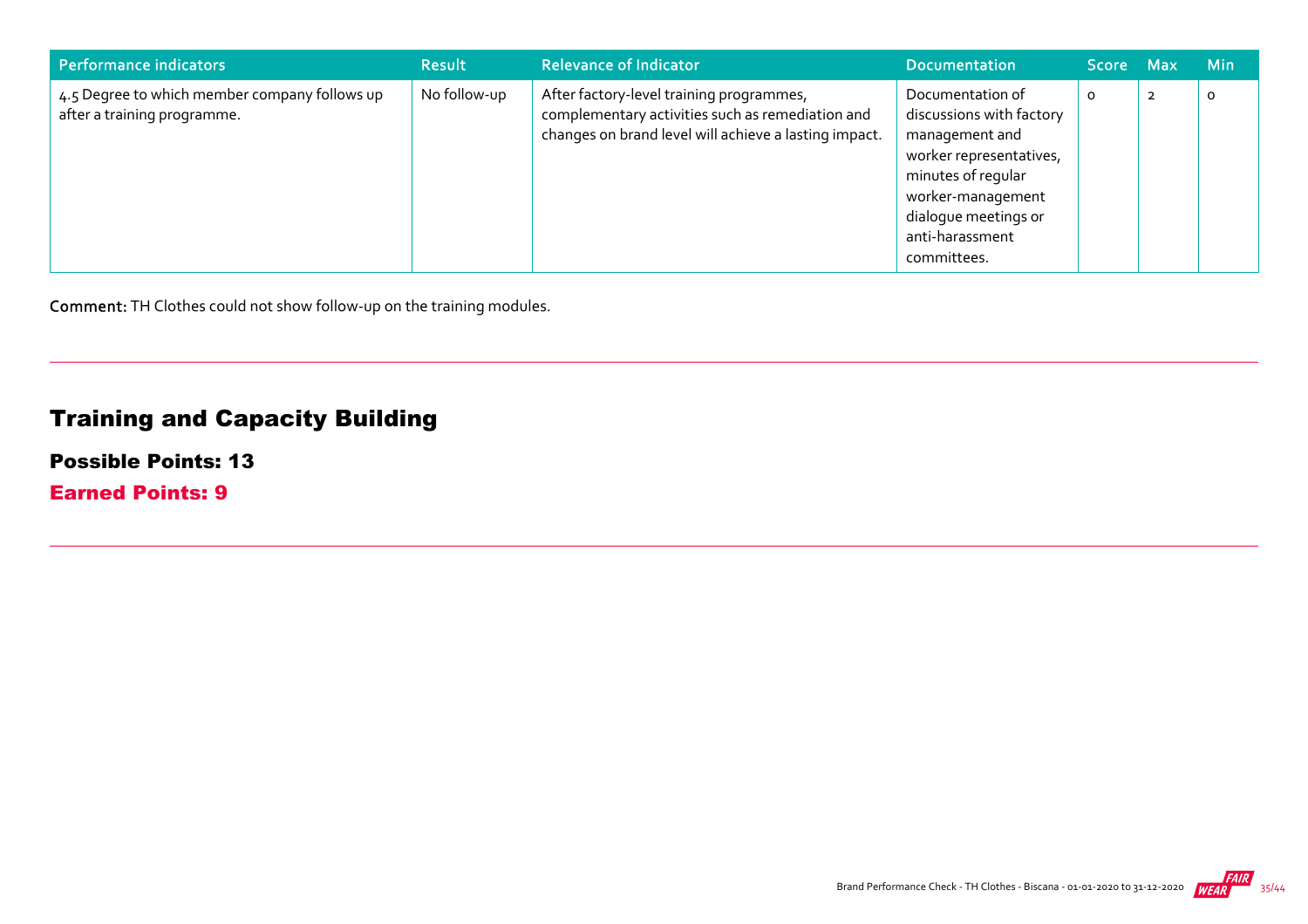| Performance indicators | Result | Relevance of Indicator | Documentation | Score | Max | Min |
|---|---|---|---|---|---|---|
| 4.5 Degree to which member company follows up after a training programme. | No follow-up | After factory-level training programmes, complementary activities such as remediation and changes on brand level will achieve a lasting impact. | Documentation of discussions with factory management and worker representatives, minutes of regular worker-management dialogue meetings or anti-harassment committees. | 0 | 2 | 0 |

**Comment:** TH Clothes could not show follow-up on the training modules.

## Training and Capacity Building

### Possible Points: 13

### Earned Points: 9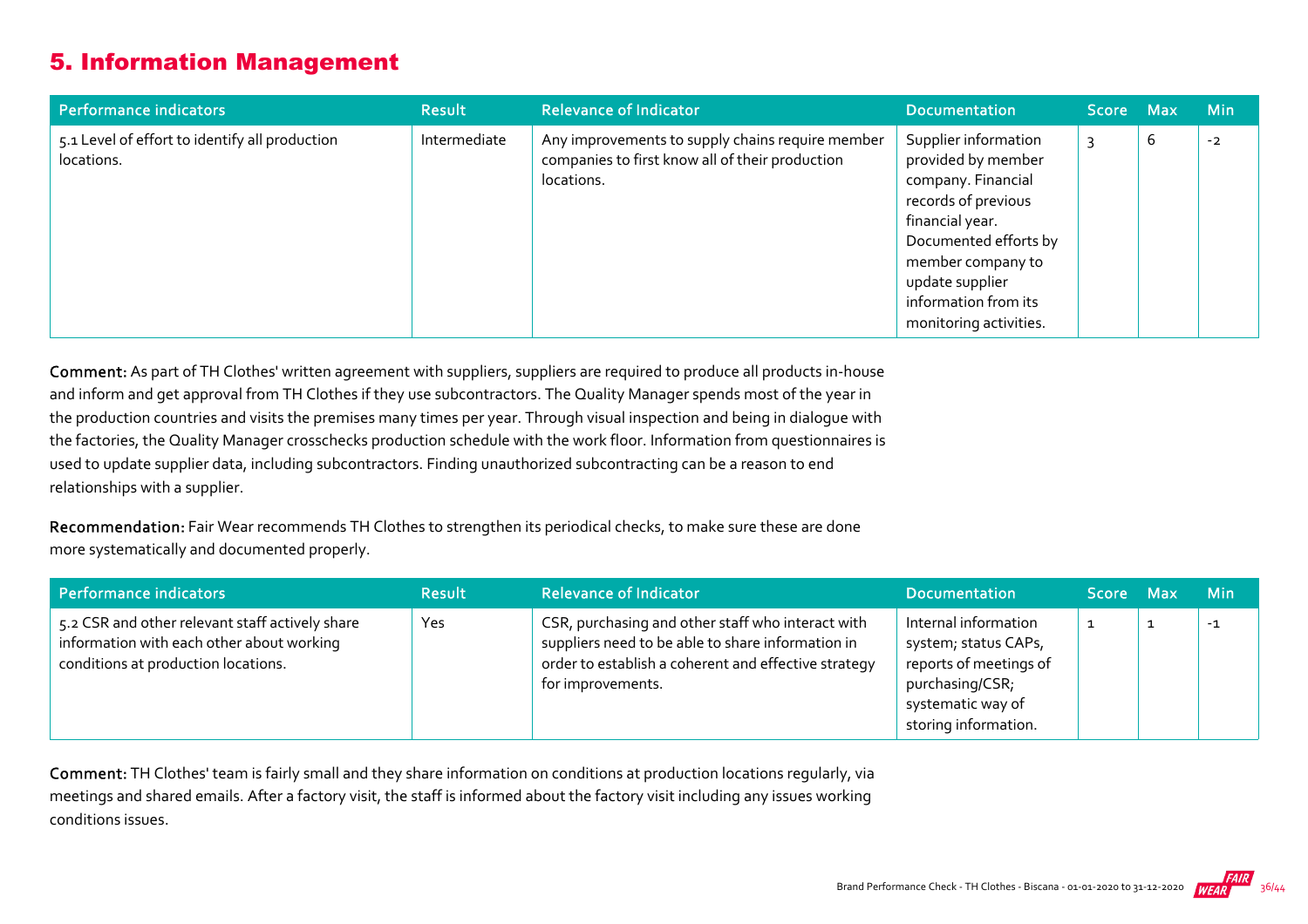## 5. Information Management

| Performance indicators | Result | Relevance of Indicator | Documentation | Score | Max | Min |
|---|---|---|---|---|---|---|
| 5.1 Level of effort to identify all production locations. | Intermediate | Any improvements to supply chains require member companies to first know all of their production locations. | Supplier information provided by member company. Financial records of previous financial year. Documented efforts by member company to update supplier information from its monitoring activities. | 3 | 6 | -2 |

**Comment:** As part of TH Clothes' written agreement with suppliers, suppliers are required to produce all products in-house and inform and get approval from TH Clothes if they use subcontractors. The Quality Manager spends most of the year in the production countries and visits the premises many times per year. Through visual inspection and being in dialogue with the factories, the Quality Manager crosschecks production schedule with the work floor. Information from questionnaires is used to update supplier data, including subcontractors. Finding unauthorized subcontracting can be a reason to end relationships with a supplier.

**Recommendation:** Fair Wear recommends TH Clothes to strengthen its periodical checks, to make sure these are done more systematically and documented properly.

| Performance indicators | Result | Relevance of Indicator | Documentation | Score | Max | Min |
|---|---|---|---|---|---|---|
| 5.2 CSR and other relevant staff actively share information with each other about working conditions at production locations. | Yes | CSR, purchasing and other staff who interact with suppliers need to be able to share information in order to establish a coherent and effective strategy for improvements. | Internal information system; status CAPs, reports of meetings of purchasing/CSR; systematic way of storing information. | 1 | 1 | -1 |

**Comment:** TH Clothes' team is fairly small and they share information on conditions at production locations regularly, via meetings and shared emails. After a factory visit, the staff is informed about the factory visit including any issues working conditions issues.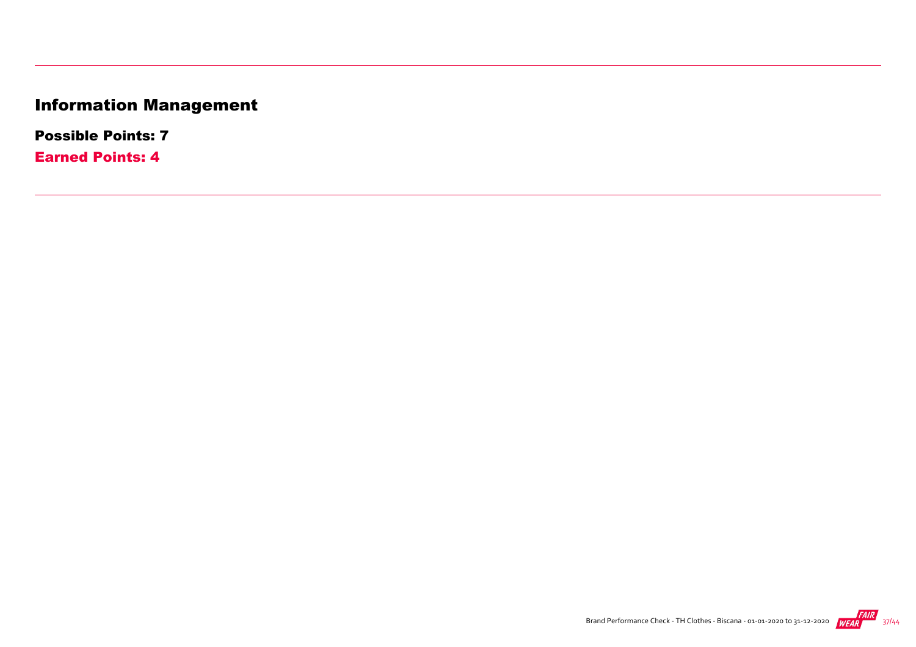# Information Management

**Possible Points: 7**

**Earned Points: 4**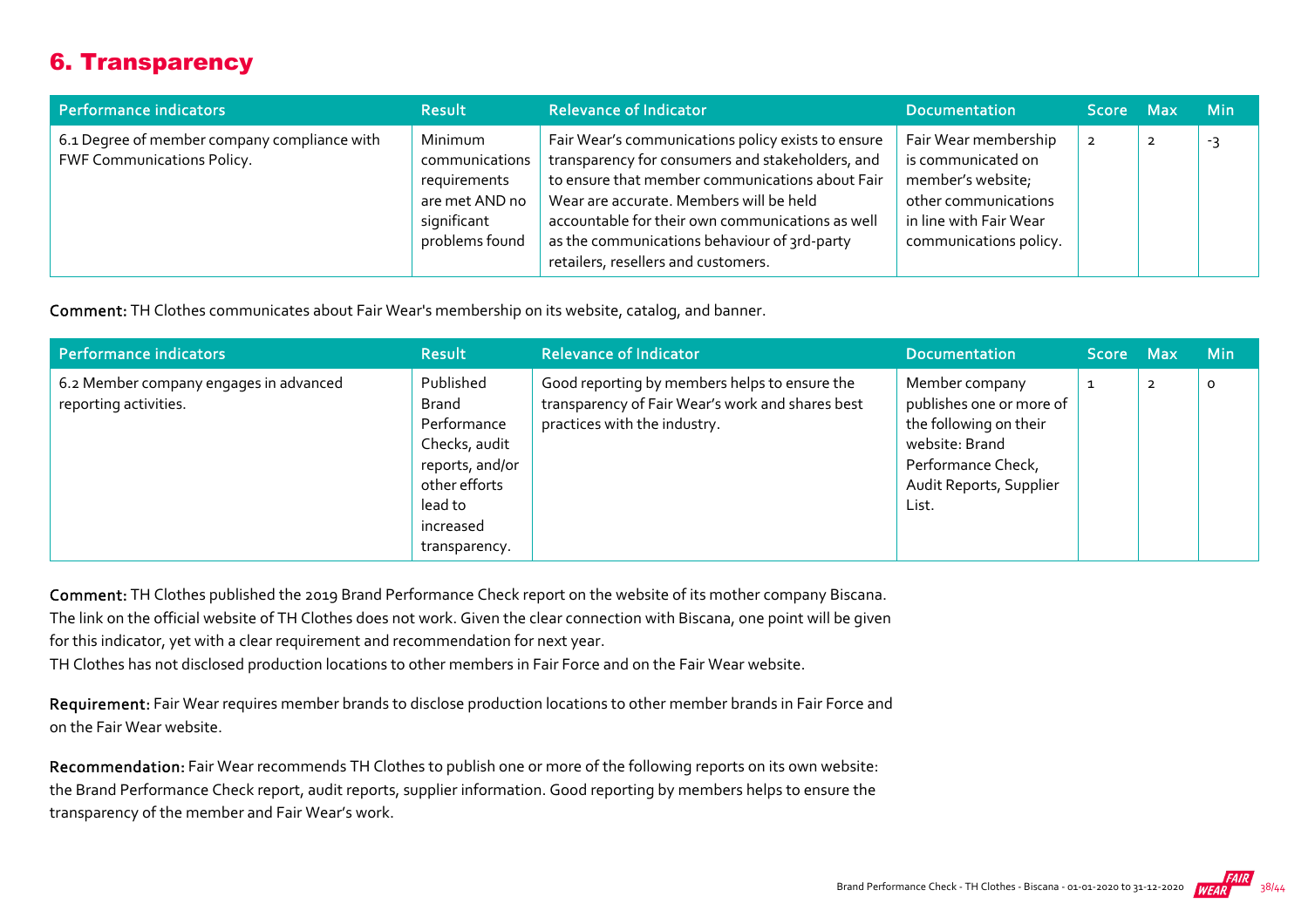## 6. Transparency

| Performance indicators | Result | Relevance of Indicator | Documentation | Score | Max | Min |
|---|---|---|---|---|---|---|
| 6.1 Degree of member company compliance with FWF Communications Policy. | Minimum communications requirements are met AND no significant problems found | Fair Wear's communications policy exists to ensure transparency for consumers and stakeholders, and to ensure that member communications about Fair Wear are accurate. Members will be held accountable for their own communications as well as the communications behaviour of 3rd-party retailers, resellers and customers. | Fair Wear membership is communicated on member's website; other communications in line with Fair Wear communications policy. | 2 | 2 | -3 |

**Comment:** TH Clothes communicates about Fair Wear's membership on its website, catalog, and banner.

| Performance indicators | Result | Relevance of Indicator | Documentation | Score | Max | Min |
|---|---|---|---|---|---|---|
| 6.2 Member company engages in advanced reporting activities. | Published Brand Performance Checks, audit reports, and/or other efforts lead to increased transparency. | Good reporting by members helps to ensure the transparency of Fair Wear's work and shares best practices with the industry. | Member company publishes one or more of the following on their website: Brand Performance Check, Audit Reports, Supplier List. | 1 | 2 | 0 |

**Comment:** TH Clothes published the 2019 Brand Performance Check report on the website of its mother company Biscana. The link on the official website of TH Clothes does not work. Given the clear connection with Biscana, one point will be given for this indicator, yet with a clear requirement and recommendation for next year.
TH Clothes has not disclosed production locations to other members in Fair Force and on the Fair Wear website.

**Requirement:** Fair Wear requires member brands to disclose production locations to other member brands in Fair Force and on the Fair Wear website.

**Recommendation:** Fair Wear recommends TH Clothes to publish one or more of the following reports on its own website: the Brand Performance Check report, audit reports, supplier information. Good reporting by members helps to ensure the transparency of the member and Fair Wear's work.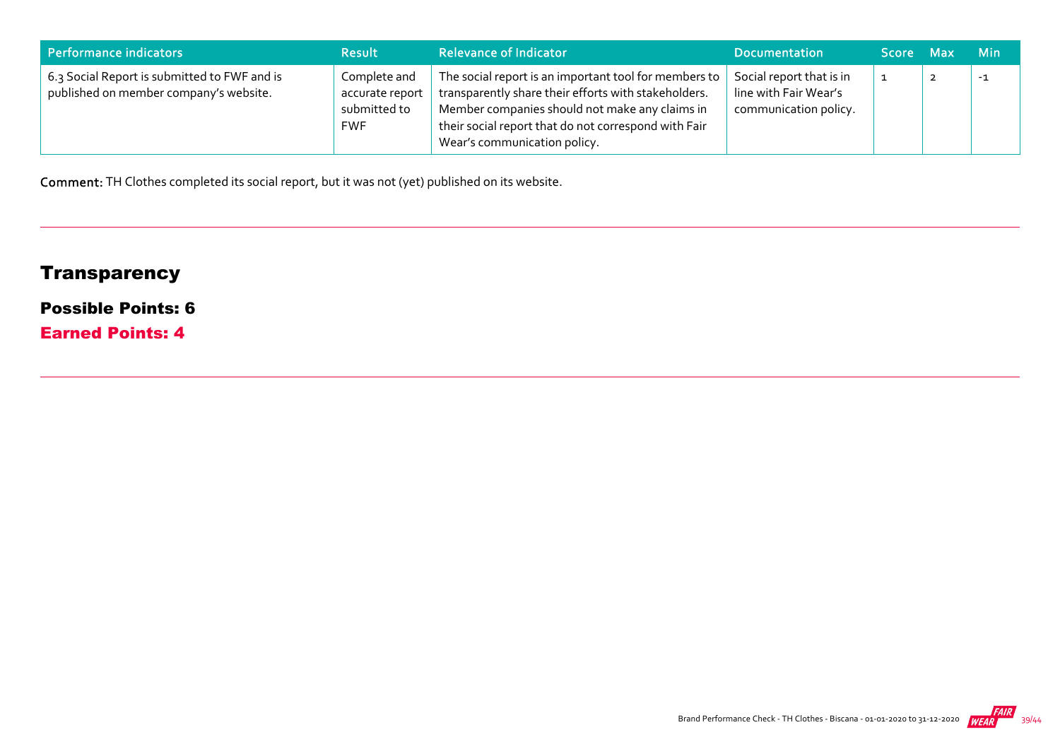| Performance indicators | Result | Relevance of Indicator | Documentation | Score | Max | Min |
|---|---|---|---|---|---|---|
| 6.3 Social Report is submitted to FWF and is published on member company's website. | Complete and accurate report submitted to FWF | The social report is an important tool for members to transparently share their efforts with stakeholders. Member companies should not make any claims in their social report that do not correspond with Fair Wear's communication policy. | Social report that is in line with Fair Wear's communication policy. | 1 | 2 | -1 |

**Comment:** TH Clothes completed its social report, but it was not (yet) published on its website.

## Transparency

### Possible Points: 6

### Earned Points: 4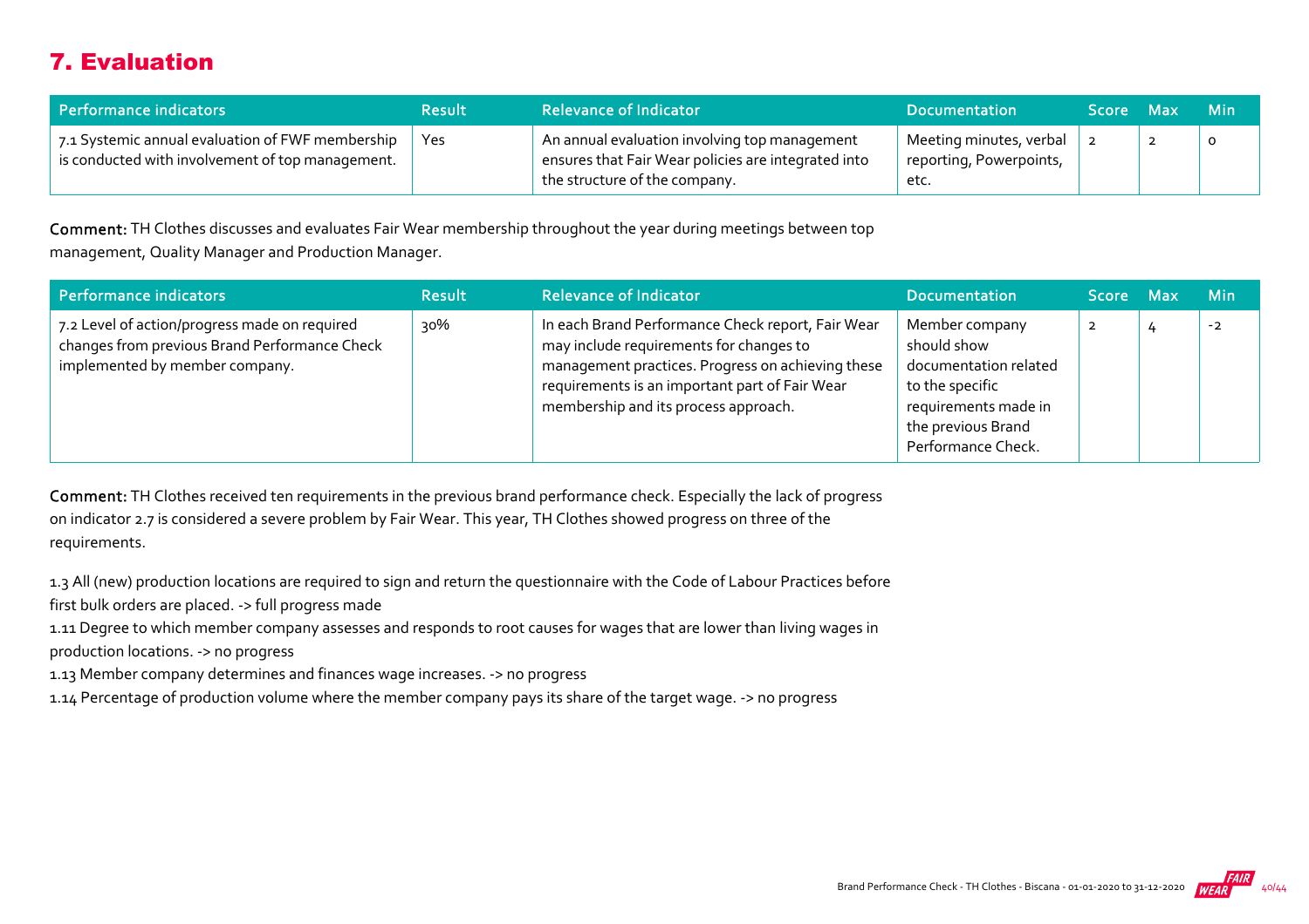## 7. Evaluation

| Performance indicators | Result | Relevance of Indicator | Documentation | Score | Max | Min |
|---|---|---|---|---|---|---|
| 7.1 Systemic annual evaluation of FWF membership is conducted with involvement of top management. | Yes | An annual evaluation involving top management ensures that Fair Wear policies are integrated into the structure of the company. | Meeting minutes, verbal reporting, Powerpoints, etc. | 2 | 2 | 0 |

**Comment:** TH Clothes discusses and evaluates Fair Wear membership throughout the year during meetings between top management, Quality Manager and Production Manager.

| Performance indicators | Result | Relevance of Indicator | Documentation | Score | Max | Min |
|---|---|---|---|---|---|---|
| 7.2 Level of action/progress made on required changes from previous Brand Performance Check implemented by member company. | 30% | In each Brand Performance Check report, Fair Wear may include requirements for changes to management practices. Progress on achieving these requirements is an important part of Fair Wear membership and its process approach. | Member company should show documentation related to the specific requirements made in the previous Brand Performance Check. | 2 | 4 | -2 |

**Comment:** TH Clothes received ten requirements in the previous brand performance check. Especially the lack of progress on indicator 2.7 is considered a severe problem by Fair Wear. This year, TH Clothes showed progress on three of the requirements.

1.3 All (new) production locations are required to sign and return the questionnaire with the Code of Labour Practices before first bulk orders are placed. -> full progress made
1.11 Degree to which member company assesses and responds to root causes for wages that are lower than living wages in production locations. -> no progress
1.13 Member company determines and finances wage increases. -> no progress
1.14 Percentage of production volume where the member company pays its share of the target wage. -> no progress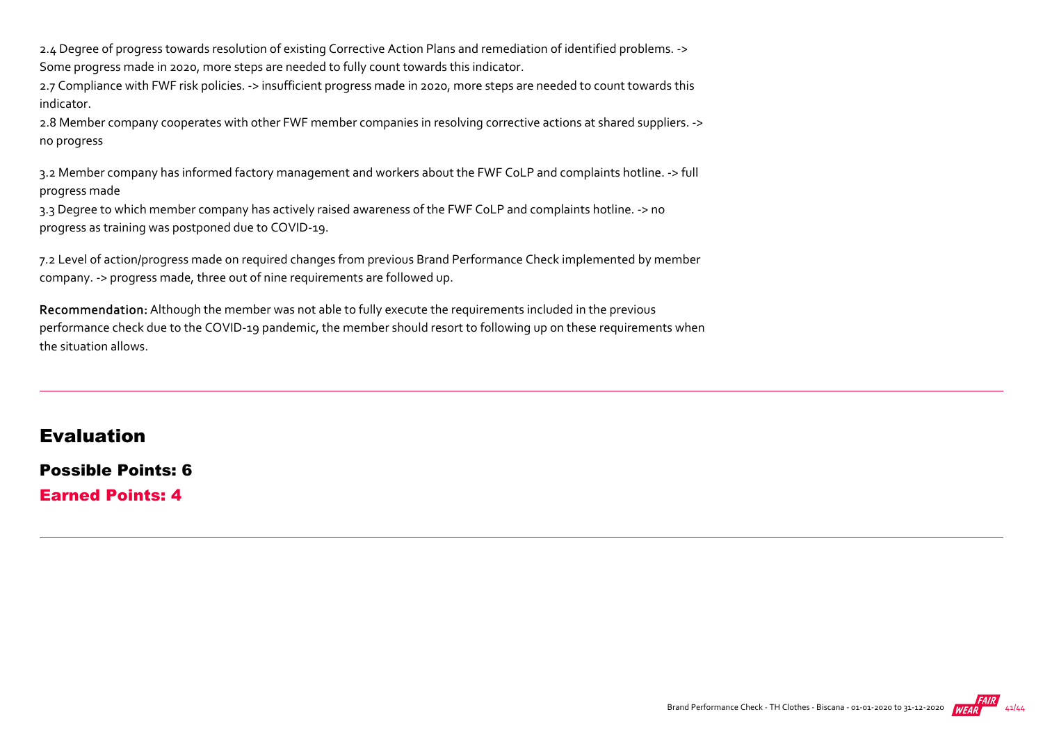2.4 Degree of progress towards resolution of existing Corrective Action Plans and remediation of identified problems. -> Some progress made in 2020, more steps are needed to fully count towards this indicator.

2.7 Compliance with FWF risk policies. -> insufficient progress made in 2020, more steps are needed to count towards this indicator.

2.8 Member company cooperates with other FWF member companies in resolving corrective actions at shared suppliers. -> no progress

3.2 Member company has informed factory management and workers about the FWF CoLP and complaints hotline. -> full progress made

3.3 Degree to which member company has actively raised awareness of the FWF CoLP and complaints hotline. -> no progress as training was postponed due to COVID-19.

7.2 Level of action/progress made on required changes from previous Brand Performance Check implemented by member company. -> progress made, three out of nine requirements are followed up.

**Recommendation:** Although the member was not able to fully execute the requirements included in the previous performance check due to the COVID-19 pandemic, the member should resort to following up on these requirements when the situation allows.

## Evaluation

### Possible Points: 6

### Earned Points: 4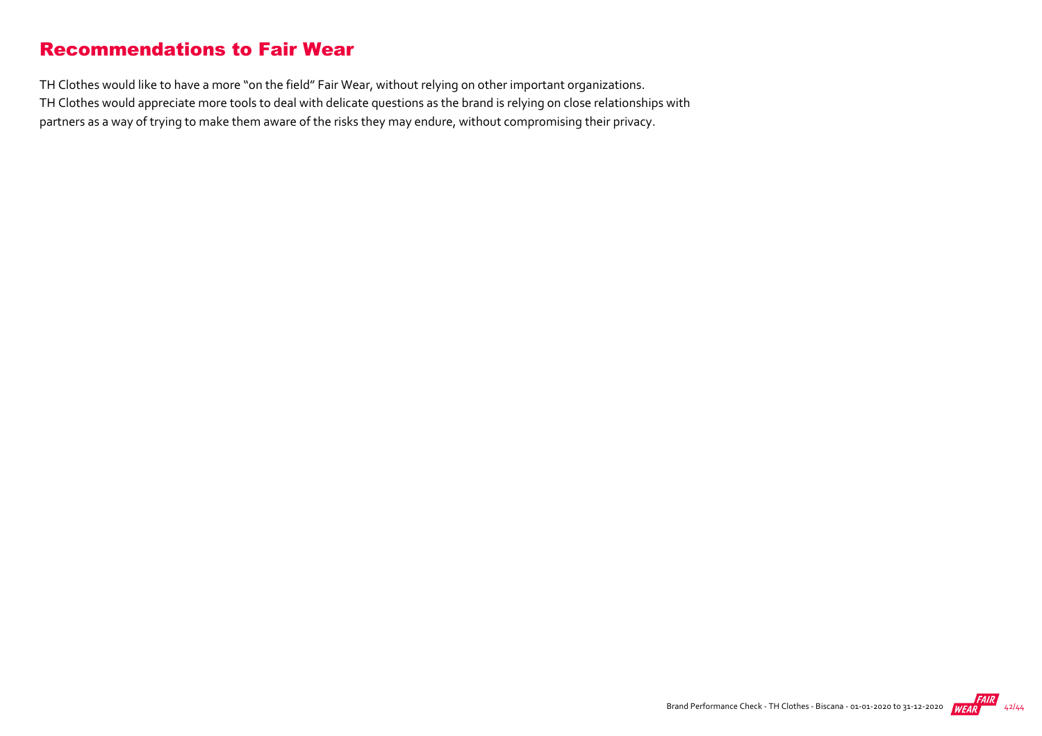# Recommendations to Fair Wear

TH Clothes would like to have a more "on the field" Fair Wear, without relying on other important organizations.
TH Clothes would appreciate more tools to deal with delicate questions as the brand is relying on close relationships with partners as a way of trying to make them aware of the risks they may endure, without compromising their privacy.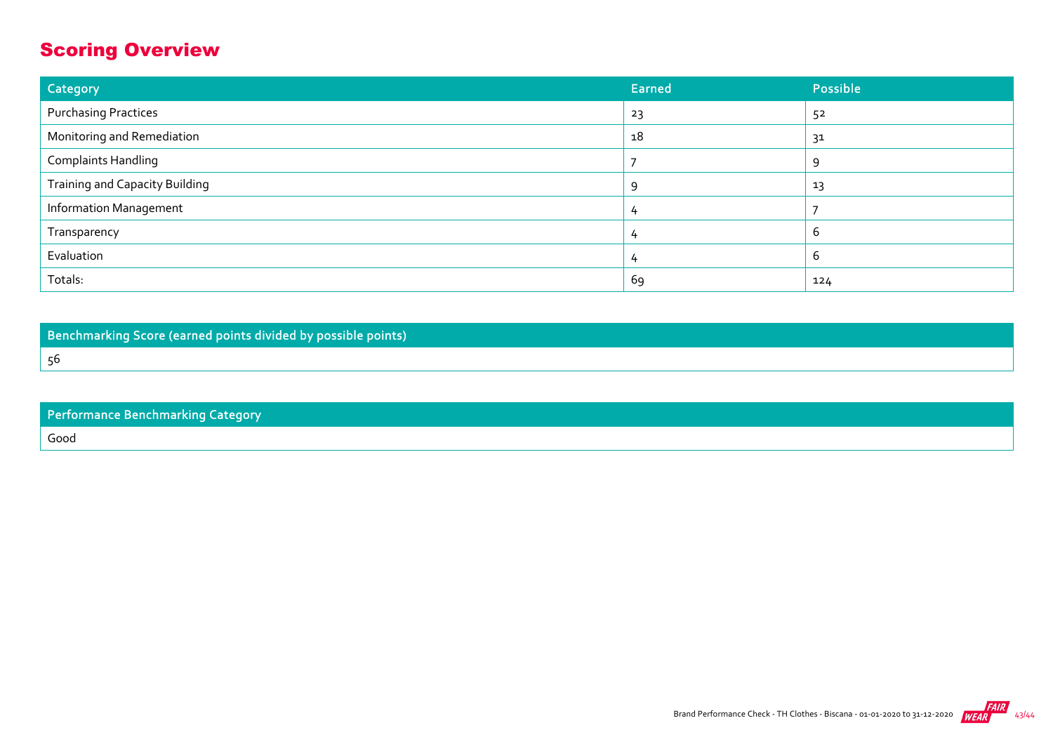## Scoring Overview

| Category | Earned | Possible |
|---|---|---|
| Purchasing Practices | 23 | 52 |
| Monitoring and Remediation | 18 | 31 |
| Complaints Handling | 7 | 9 |
| Training and Capacity Building | 9 | 13 |
| Information Management | 4 | 7 |
| Transparency | 4 | 6 |
| Evaluation | 4 | 6 |
| Totals: | 69 | 124 |

| Benchmarking Score (earned points divided by possible points) |
|---|
| 56 |

| Performance Benchmarking Category |
|---|
| Good |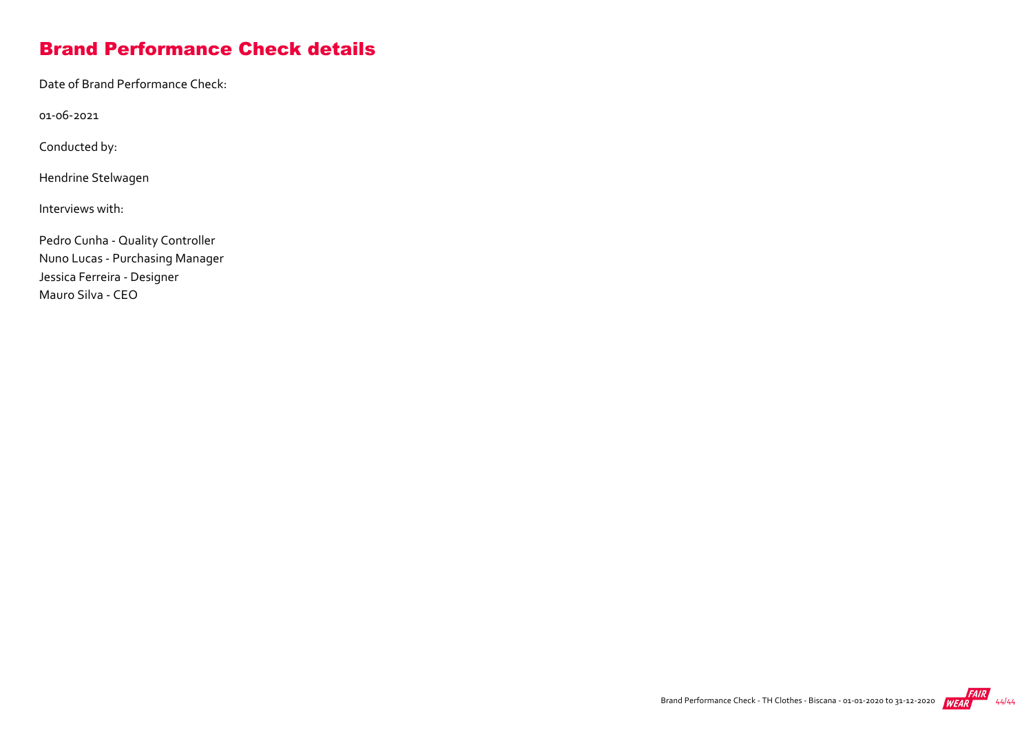# Brand Performance Check details

Date of Brand Performance Check:

01-06-2021

Conducted by:

Hendrine Stelwagen

Interviews with:

Pedro Cunha - Quality Controller
Nuno Lucas - Purchasing Manager
Jessica Ferreira - Designer
Mauro Silva - CEO